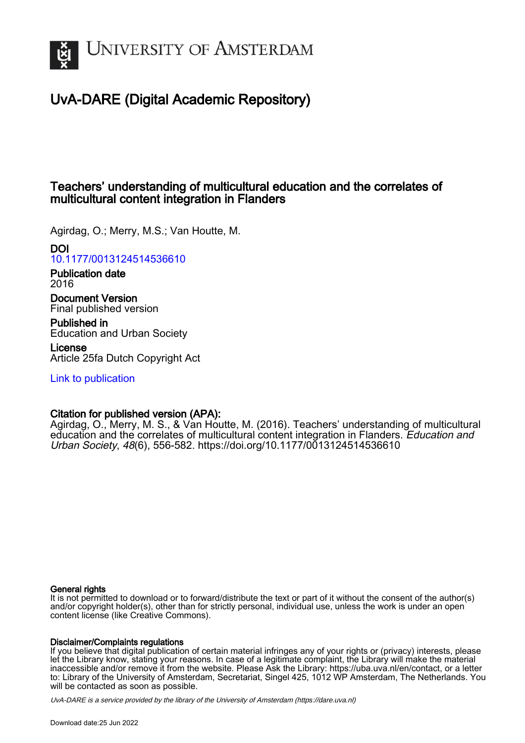# University of Amsterdam

## UvA-DARE (Digital Academic Repository)

### Teachers' understanding of multicultural education and the correlates of multicultural content integration in Flanders

Agirdag, O.; Merry, M.S.; Van Houtte, M.

**DOI**
10.1177/0013124514536610

**Publication date**
2016

**Document Version**
Final published version

**Published in**
Education and Urban Society

**License**
Article 25fa Dutch Copyright Act

Link to publication

**Citation for published version (APA):**
Agirdag, O., Merry, M. S., & Van Houtte, M. (2016). Teachers' understanding of multicultural education and the correlates of multicultural content integration in Flanders. *Education and Urban Society*, *48*(6), 556-582. https://doi.org/10.1177/0013124514536610

**General rights**
It is not permitted to download or to forward/distribute the text or part of it without the consent of the author(s) and/or copyright holder(s), other than for strictly personal, individual use, unless the work is under an open content license (like Creative Commons).

**Disclaimer/Complaints regulations**
If you believe that digital publication of certain material infringes any of your rights or (privacy) interests, please let the Library know, stating your reasons. In case of a legitimate complaint, the Library will make the material inaccessible and/or remove it from the website. Please Ask the Library: https://uba.uva.nl/en/contact, or a letter to: Library of the University of Amsterdam, Secretariat, Singel 425, 1012 WP Amsterdam, The Netherlands. You will be contacted as soon as possible.

*UvA-DARE is a service provided by the library of the University of Amsterdam (https://dare.uva.nl)*

Download date:25 Jun 2022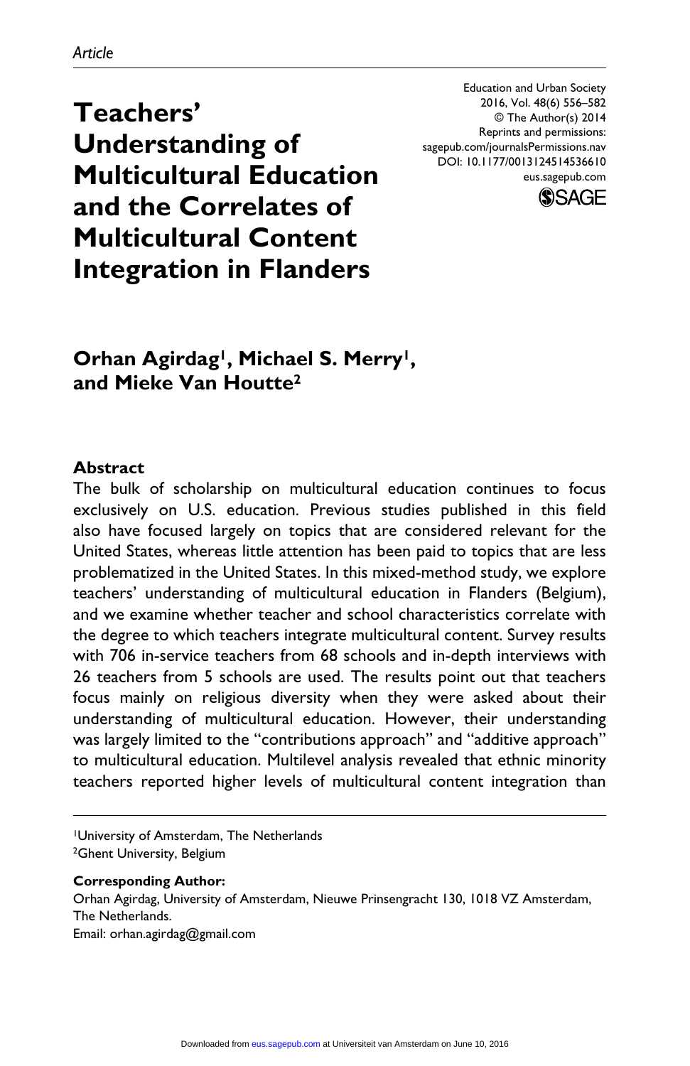Article

# Teachers' Understanding of Multicultural Education and the Correlates of Multicultural Content Integration in Flanders

Education and Urban Society
2016, Vol. 48(6) 556–582
© The Author(s) 2014
Reprints and permissions:
sagepub.com/journalsPermissions.nav
DOI: 10.1177/0013124514536610
eus.sagepub.com

**Orhan Agirdag[1], Michael S. Merry[1], and Mieke Van Houtte[2]**

## Abstract

The bulk of scholarship on multicultural education continues to focus exclusively on U.S. education. Previous studies published in this field also have focused largely on topics that are considered relevant for the United States, whereas little attention has been paid to topics that are less problematized in the United States. In this mixed-method study, we explore teachers' understanding of multicultural education in Flanders (Belgium), and we examine whether teacher and school characteristics correlate with the degree to which teachers integrate multicultural content. Survey results with 706 in-service teachers from 68 schools and in-depth interviews with 26 teachers from 5 schools are used. The results point out that teachers focus mainly on religious diversity when they were asked about their understanding of multicultural education. However, their understanding was largely limited to the "contributions approach" and "additive approach" to multicultural education. Multilevel analysis revealed that ethnic minority teachers reported higher levels of multicultural content integration than

[1]University of Amsterdam, The Netherlands
[2]Ghent University, Belgium

**Corresponding Author:**
Orhan Agirdag, University of Amsterdam, Nieuwe Prinsengracht 130, 1018 VZ Amsterdam, The Netherlands.
Email: orhan.agirdag@gmail.com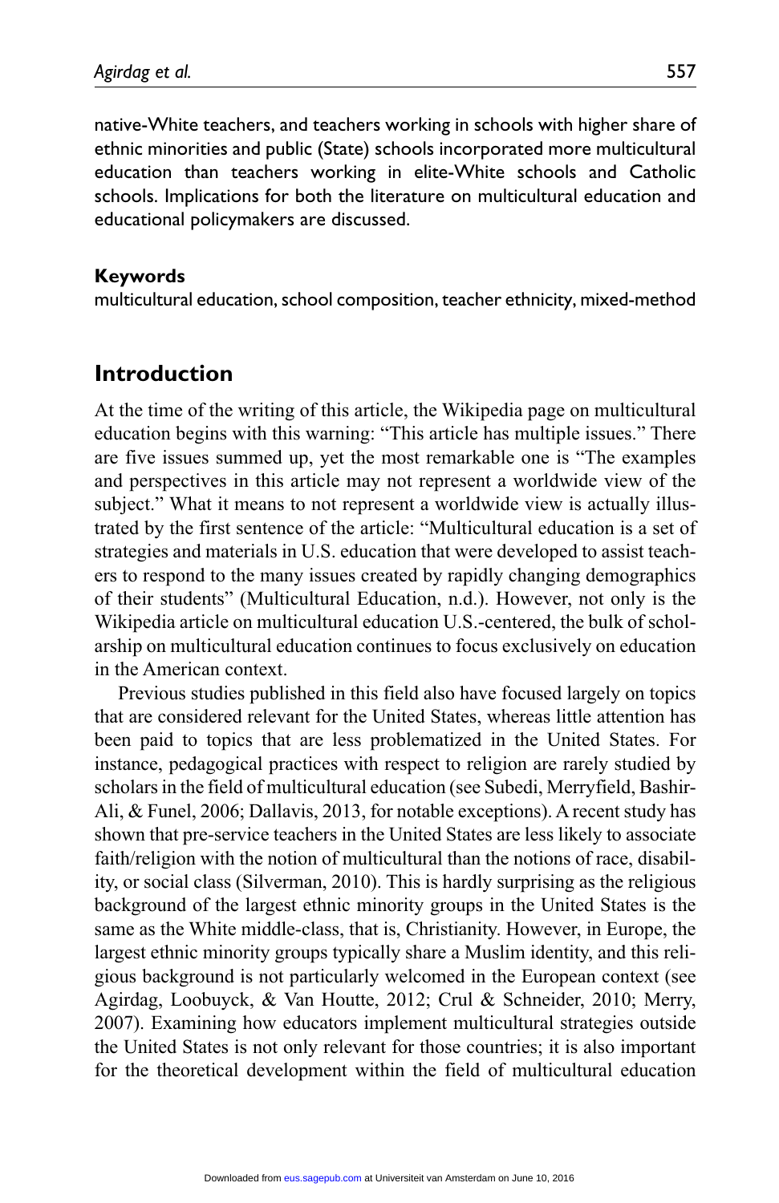native-White teachers, and teachers working in schools with higher share of ethnic minorities and public (State) schools incorporated more multicultural education than teachers working in elite-White schools and Catholic schools. Implications for both the literature on multicultural education and educational policymakers are discussed.

**Keywords**

multicultural education, school composition, teacher ethnicity, mixed-method

## Introduction

At the time of the writing of this article, the Wikipedia page on multicultural education begins with this warning: "This article has multiple issues." There are five issues summed up, yet the most remarkable one is "The examples and perspectives in this article may not represent a worldwide view of the subject." What it means to not represent a worldwide view is actually illustrated by the first sentence of the article: "Multicultural education is a set of strategies and materials in U.S. education that were developed to assist teachers to respond to the many issues created by rapidly changing demographics of their students" (Multicultural Education, n.d.). However, not only is the Wikipedia article on multicultural education U.S.-centered, the bulk of scholarship on multicultural education continues to focus exclusively on education in the American context.

Previous studies published in this field also have focused largely on topics that are considered relevant for the United States, whereas little attention has been paid to topics that are less problematized in the United States. For instance, pedagogical practices with respect to religion are rarely studied by scholars in the field of multicultural education (see Subedi, Merryfield, Bashir-Ali, & Funel, 2006; Dallavis, 2013, for notable exceptions). A recent study has shown that pre-service teachers in the United States are less likely to associate faith/religion with the notion of multicultural than the notions of race, disability, or social class (Silverman, 2010). This is hardly surprising as the religious background of the largest ethnic minority groups in the United States is the same as the White middle-class, that is, Christianity. However, in Europe, the largest ethnic minority groups typically share a Muslim identity, and this religious background is not particularly welcomed in the European context (see Agirdag, Loobuyck, & Van Houtte, 2012; Crul & Schneider, 2010; Merry, 2007). Examining how educators implement multicultural strategies outside the United States is not only relevant for those countries; it is also important for the theoretical development within the field of multicultural education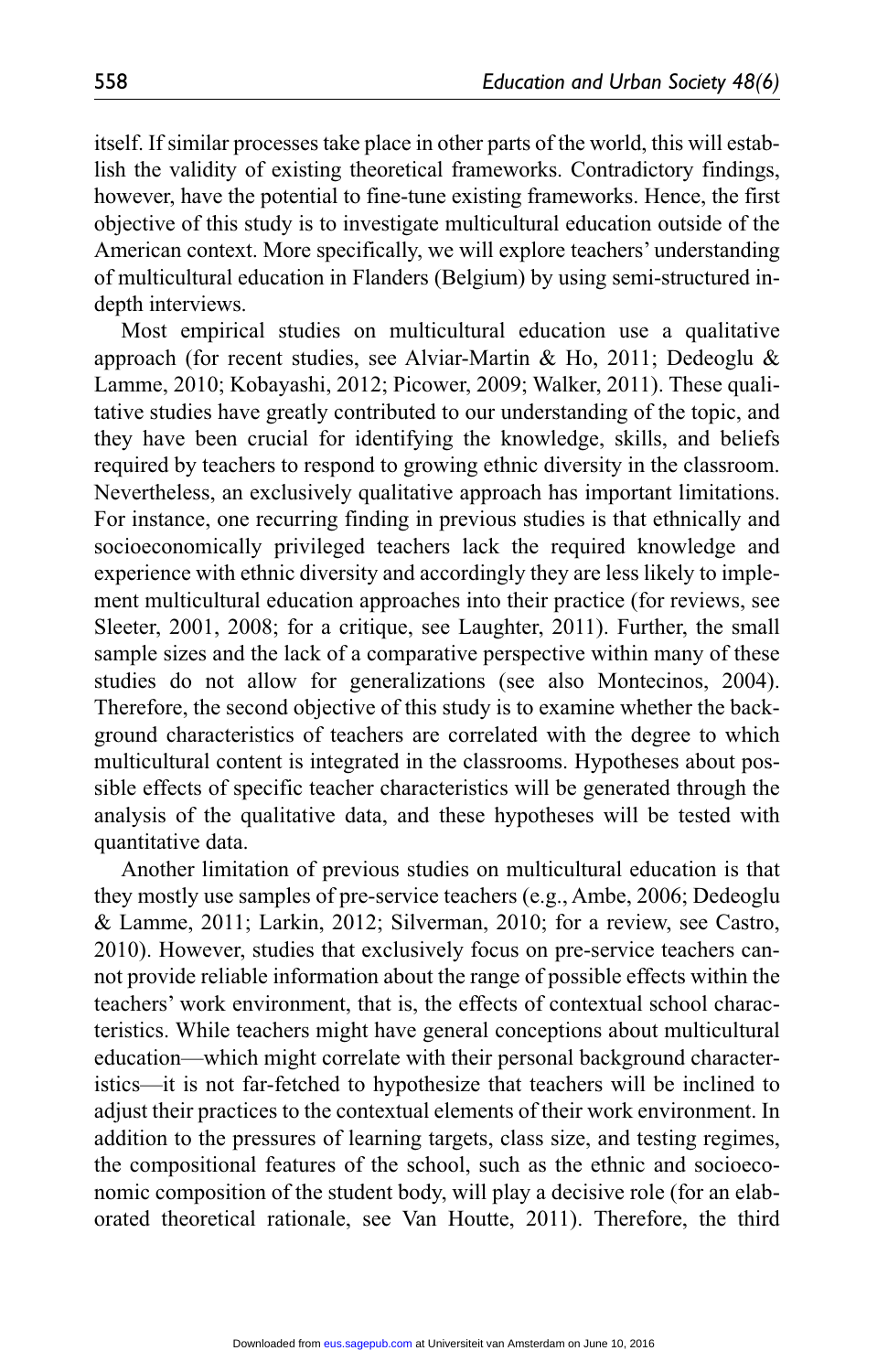itself. If similar processes take place in other parts of the world, this will establish the validity of existing theoretical frameworks. Contradictory findings, however, have the potential to fine-tune existing frameworks. Hence, the first objective of this study is to investigate multicultural education outside of the American context. More specifically, we will explore teachers' understanding of multicultural education in Flanders (Belgium) by using semi-structured in-depth interviews.

Most empirical studies on multicultural education use a qualitative approach (for recent studies, see Alviar-Martin & Ho, 2011; Dedeoglu & Lamme, 2010; Kobayashi, 2012; Picower, 2009; Walker, 2011). These qualitative studies have greatly contributed to our understanding of the topic, and they have been crucial for identifying the knowledge, skills, and beliefs required by teachers to respond to growing ethnic diversity in the classroom. Nevertheless, an exclusively qualitative approach has important limitations. For instance, one recurring finding in previous studies is that ethnically and socioeconomically privileged teachers lack the required knowledge and experience with ethnic diversity and accordingly they are less likely to implement multicultural education approaches into their practice (for reviews, see Sleeter, 2001, 2008; for a critique, see Laughter, 2011). Further, the small sample sizes and the lack of a comparative perspective within many of these studies do not allow for generalizations (see also Montecinos, 2004). Therefore, the second objective of this study is to examine whether the background characteristics of teachers are correlated with the degree to which multicultural content is integrated in the classrooms. Hypotheses about possible effects of specific teacher characteristics will be generated through the analysis of the qualitative data, and these hypotheses will be tested with quantitative data.

Another limitation of previous studies on multicultural education is that they mostly use samples of pre-service teachers (e.g., Ambe, 2006; Dedeoglu & Lamme, 2011; Larkin, 2012; Silverman, 2010; for a review, see Castro, 2010). However, studies that exclusively focus on pre-service teachers cannot provide reliable information about the range of possible effects within the teachers' work environment, that is, the effects of contextual school characteristics. While teachers might have general conceptions about multicultural education—which might correlate with their personal background characteristics—it is not far-fetched to hypothesize that teachers will be inclined to adjust their practices to the contextual elements of their work environment. In addition to the pressures of learning targets, class size, and testing regimes, the compositional features of the school, such as the ethnic and socioeconomic composition of the student body, will play a decisive role (for an elaborated theoretical rationale, see Van Houtte, 2011). Therefore, the third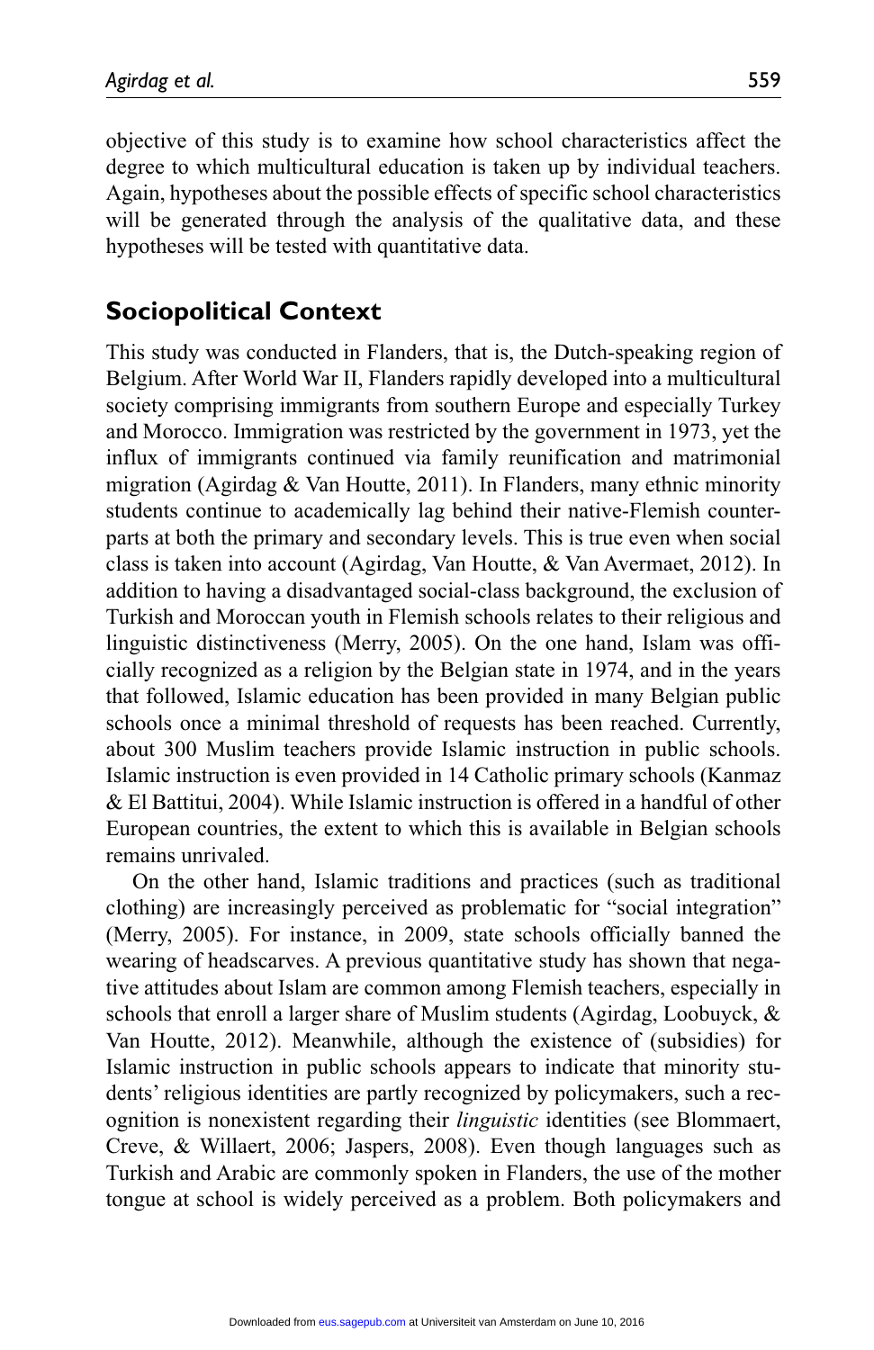objective of this study is to examine how school characteristics affect the degree to which multicultural education is taken up by individual teachers. Again, hypotheses about the possible effects of specific school characteristics will be generated through the analysis of the qualitative data, and these hypotheses will be tested with quantitative data.

## Sociopolitical Context

This study was conducted in Flanders, that is, the Dutch-speaking region of Belgium. After World War II, Flanders rapidly developed into a multicultural society comprising immigrants from southern Europe and especially Turkey and Morocco. Immigration was restricted by the government in 1973, yet the influx of immigrants continued via family reunification and matrimonial migration (Agirdag & Van Houtte, 2011). In Flanders, many ethnic minority students continue to academically lag behind their native-Flemish counterparts at both the primary and secondary levels. This is true even when social class is taken into account (Agirdag, Van Houtte, & Van Avermaet, 2012). In addition to having a disadvantaged social-class background, the exclusion of Turkish and Moroccan youth in Flemish schools relates to their religious and linguistic distinctiveness (Merry, 2005). On the one hand, Islam was officially recognized as a religion by the Belgian state in 1974, and in the years that followed, Islamic education has been provided in many Belgian public schools once a minimal threshold of requests has been reached. Currently, about 300 Muslim teachers provide Islamic instruction in public schools. Islamic instruction is even provided in 14 Catholic primary schools (Kanmaz & El Battitui, 2004). While Islamic instruction is offered in a handful of other European countries, the extent to which this is available in Belgian schools remains unrivaled.

On the other hand, Islamic traditions and practices (such as traditional clothing) are increasingly perceived as problematic for "social integration" (Merry, 2005). For instance, in 2009, state schools officially banned the wearing of headscarves. A previous quantitative study has shown that negative attitudes about Islam are common among Flemish teachers, especially in schools that enroll a larger share of Muslim students (Agirdag, Loobuyck, & Van Houtte, 2012). Meanwhile, although the existence of (subsidies) for Islamic instruction in public schools appears to indicate that minority students' religious identities are partly recognized by policymakers, such a recognition is nonexistent regarding their *linguistic* identities (see Blommaert, Creve, & Willaert, 2006; Jaspers, 2008). Even though languages such as Turkish and Arabic are commonly spoken in Flanders, the use of the mother tongue at school is widely perceived as a problem. Both policymakers and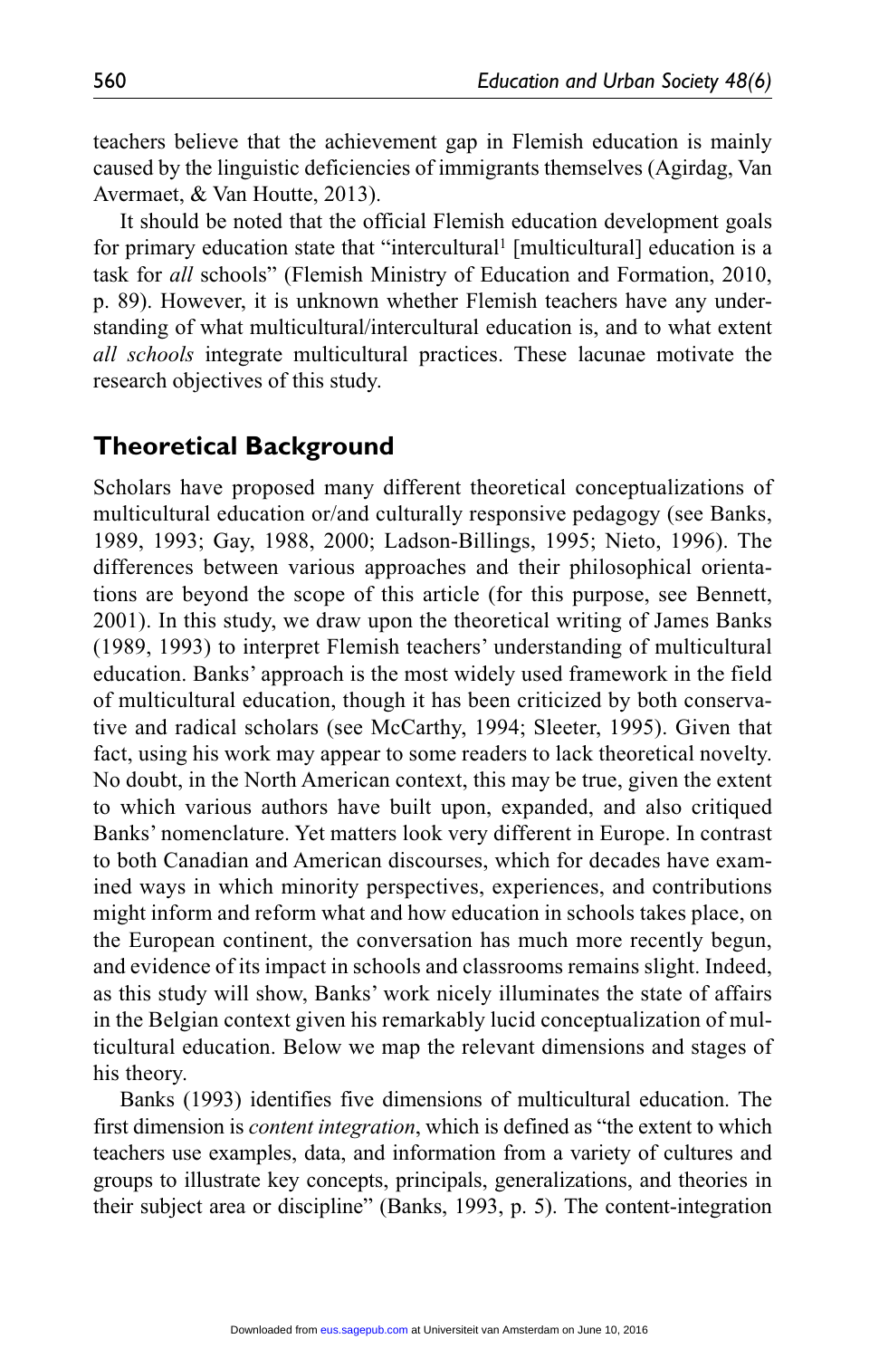teachers believe that the achievement gap in Flemish education is mainly caused by the linguistic deficiencies of immigrants themselves (Agirdag, Van Avermaet, & Van Houtte, 2013).

It should be noted that the official Flemish education development goals for primary education state that "intercultural[1] [multicultural] education is a task for *all* schools" (Flemish Ministry of Education and Formation, 2010, p. 89). However, it is unknown whether Flemish teachers have any understanding of what multicultural/intercultural education is, and to what extent *all schools* integrate multicultural practices. These lacunae motivate the research objectives of this study.

## Theoretical Background

Scholars have proposed many different theoretical conceptualizations of multicultural education or/and culturally responsive pedagogy (see Banks, 1989, 1993; Gay, 1988, 2000; Ladson-Billings, 1995; Nieto, 1996). The differences between various approaches and their philosophical orientations are beyond the scope of this article (for this purpose, see Bennett, 2001). In this study, we draw upon the theoretical writing of James Banks (1989, 1993) to interpret Flemish teachers' understanding of multicultural education. Banks' approach is the most widely used framework in the field of multicultural education, though it has been criticized by both conservative and radical scholars (see McCarthy, 1994; Sleeter, 1995). Given that fact, using his work may appear to some readers to lack theoretical novelty. No doubt, in the North American context, this may be true, given the extent to which various authors have built upon, expanded, and also critiqued Banks' nomenclature. Yet matters look very different in Europe. In contrast to both Canadian and American discourses, which for decades have examined ways in which minority perspectives, experiences, and contributions might inform and reform what and how education in schools takes place, on the European continent, the conversation has much more recently begun, and evidence of its impact in schools and classrooms remains slight. Indeed, as this study will show, Banks' work nicely illuminates the state of affairs in the Belgian context given his remarkably lucid conceptualization of multicultural education. Below we map the relevant dimensions and stages of his theory.

Banks (1993) identifies five dimensions of multicultural education. The first dimension is *content integration*, which is defined as "the extent to which teachers use examples, data, and information from a variety of cultures and groups to illustrate key concepts, principals, generalizations, and theories in their subject area or discipline" (Banks, 1993, p. 5). The content-integration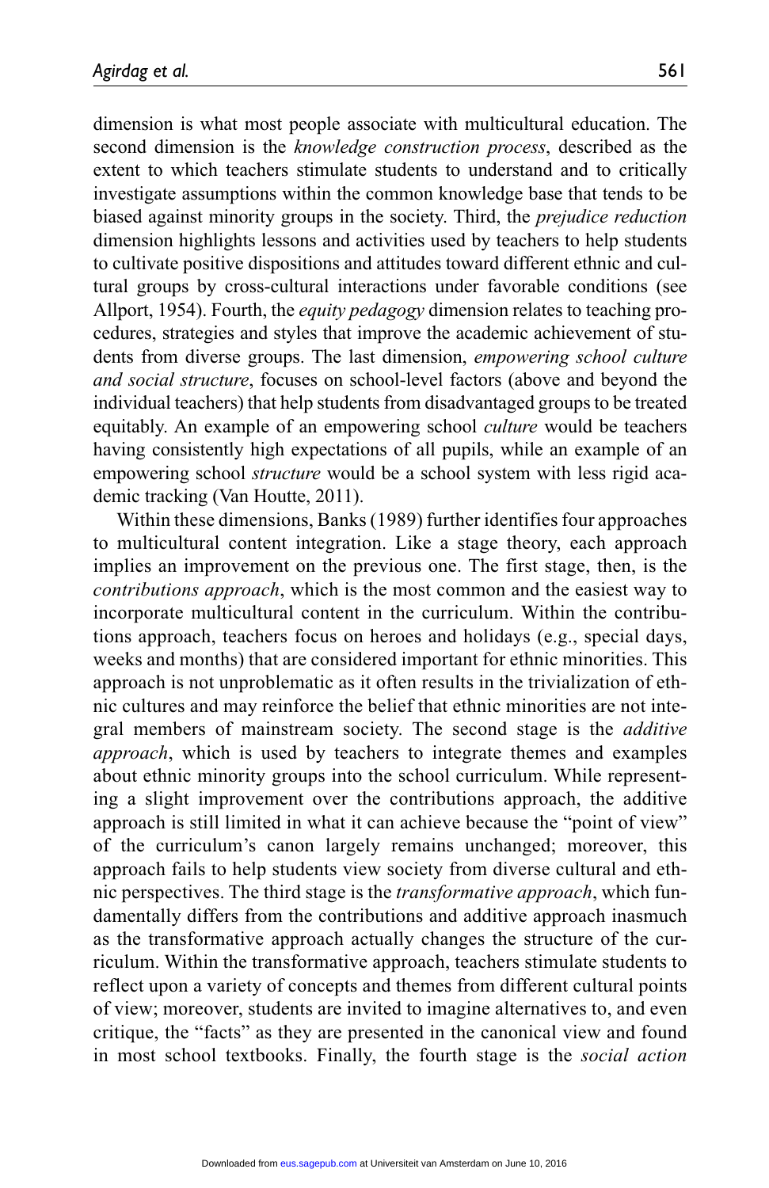dimension is what most people associate with multicultural education. The second dimension is the *knowledge construction process*, described as the extent to which teachers stimulate students to understand and to critically investigate assumptions within the common knowledge base that tends to be biased against minority groups in the society. Third, the *prejudice reduction* dimension highlights lessons and activities used by teachers to help students to cultivate positive dispositions and attitudes toward different ethnic and cultural groups by cross-cultural interactions under favorable conditions (see Allport, 1954). Fourth, the *equity pedagogy* dimension relates to teaching procedures, strategies and styles that improve the academic achievement of students from diverse groups. The last dimension, *empowering school culture and social structure*, focuses on school-level factors (above and beyond the individual teachers) that help students from disadvantaged groups to be treated equitably. An example of an empowering school *culture* would be teachers having consistently high expectations of all pupils, while an example of an empowering school *structure* would be a school system with less rigid academic tracking (Van Houtte, 2011).

Within these dimensions, Banks (1989) further identifies four approaches to multicultural content integration. Like a stage theory, each approach implies an improvement on the previous one. The first stage, then, is the *contributions approach*, which is the most common and the easiest way to incorporate multicultural content in the curriculum. Within the contributions approach, teachers focus on heroes and holidays (e.g., special days, weeks and months) that are considered important for ethnic minorities. This approach is not unproblematic as it often results in the trivialization of ethnic cultures and may reinforce the belief that ethnic minorities are not integral members of mainstream society. The second stage is the *additive approach*, which is used by teachers to integrate themes and examples about ethnic minority groups into the school curriculum. While representing a slight improvement over the contributions approach, the additive approach is still limited in what it can achieve because the "point of view" of the curriculum's canon largely remains unchanged; moreover, this approach fails to help students view society from diverse cultural and ethnic perspectives. The third stage is the *transformative approach*, which fundamentally differs from the contributions and additive approach inasmuch as the transformative approach actually changes the structure of the curriculum. Within the transformative approach, teachers stimulate students to reflect upon a variety of concepts and themes from different cultural points of view; moreover, students are invited to imagine alternatives to, and even critique, the "facts" as they are presented in the canonical view and found in most school textbooks. Finally, the fourth stage is the *social action*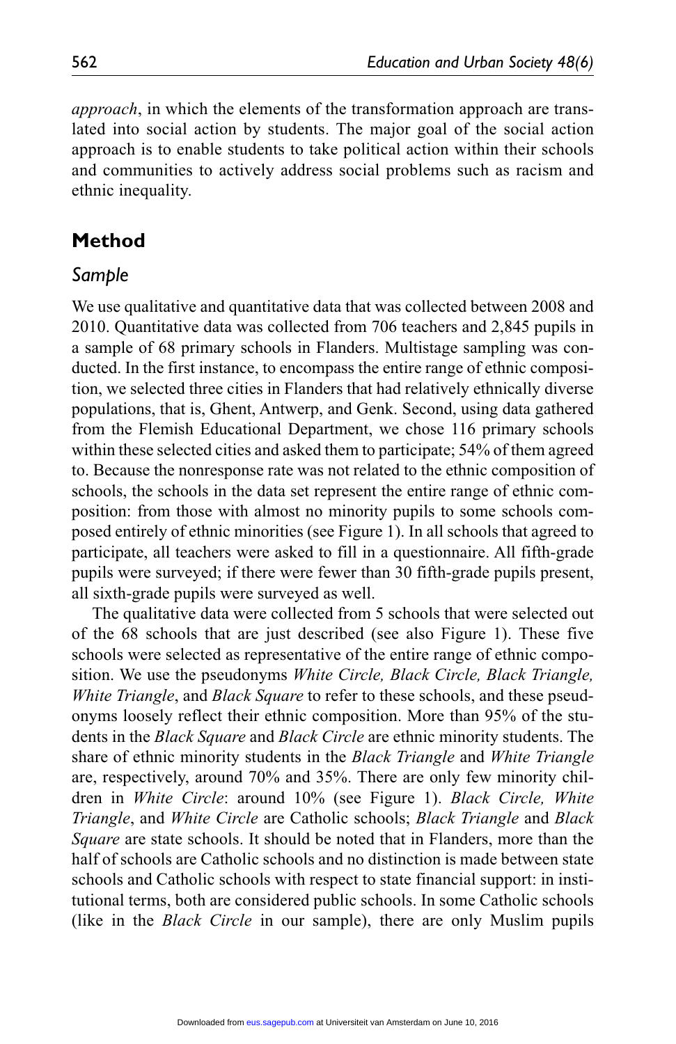*approach*, in which the elements of the transformation approach are translated into social action by students. The major goal of the social action approach is to enable students to take political action within their schools and communities to actively address social problems such as racism and ethnic inequality.

## Method

### Sample

We use qualitative and quantitative data that was collected between 2008 and 2010. Quantitative data was collected from 706 teachers and 2,845 pupils in a sample of 68 primary schools in Flanders. Multistage sampling was conducted. In the first instance, to encompass the entire range of ethnic composition, we selected three cities in Flanders that had relatively ethnically diverse populations, that is, Ghent, Antwerp, and Genk. Second, using data gathered from the Flemish Educational Department, we chose 116 primary schools within these selected cities and asked them to participate; 54% of them agreed to. Because the nonresponse rate was not related to the ethnic composition of schools, the schools in the data set represent the entire range of ethnic composition: from those with almost no minority pupils to some schools composed entirely of ethnic minorities (see Figure 1). In all schools that agreed to participate, all teachers were asked to fill in a questionnaire. All fifth-grade pupils were surveyed; if there were fewer than 30 fifth-grade pupils present, all sixth-grade pupils were surveyed as well.

The qualitative data were collected from 5 schools that were selected out of the 68 schools that are just described (see also Figure 1). These five schools were selected as representative of the entire range of ethnic composition. We use the pseudonyms *White Circle, Black Circle, Black Triangle, White Triangle*, and *Black Square* to refer to these schools, and these pseudonyms loosely reflect their ethnic composition. More than 95% of the students in the *Black Square* and *Black Circle* are ethnic minority students. The share of ethnic minority students in the *Black Triangle* and *White Triangle* are, respectively, around 70% and 35%. There are only few minority children in *White Circle*: around 10% (see Figure 1). *Black Circle, White Triangle*, and *White Circle* are Catholic schools; *Black Triangle* and *Black Square* are state schools. It should be noted that in Flanders, more than the half of schools are Catholic schools and no distinction is made between state schools and Catholic schools with respect to state financial support: in institutional terms, both are considered public schools. In some Catholic schools (like in the *Black Circle* in our sample), there are only Muslim pupils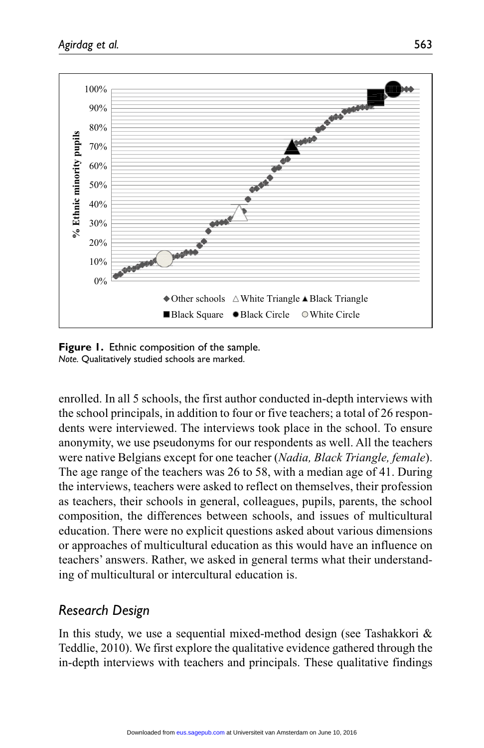**Figure 1.** Ethnic composition of the sample.
*Note.* Qualitatively studied schools are marked.

enrolled. In all 5 schools, the first author conducted in-depth interviews with the school principals, in addition to four or five teachers; a total of 26 respondents were interviewed. The interviews took place in the school. To ensure anonymity, we use pseudonyms for our respondents as well. All the teachers were native Belgians except for one teacher (*Nadia, Black Triangle, female*). The age range of the teachers was 26 to 58, with a median age of 41. During the interviews, teachers were asked to reflect on themselves, their profession as teachers, their schools in general, colleagues, pupils, parents, the school composition, the differences between schools, and issues of multicultural education. There were no explicit questions asked about various dimensions or approaches of multicultural education as this would have an influence on teachers' answers. Rather, we asked in general terms what their understanding of multicultural or intercultural education is.

## *Research Design*

In this study, we use a sequential mixed-method design (see Tashakkori & Teddlie, 2010). We first explore the qualitative evidence gathered through the in-depth interviews with teachers and principals. These qualitative findings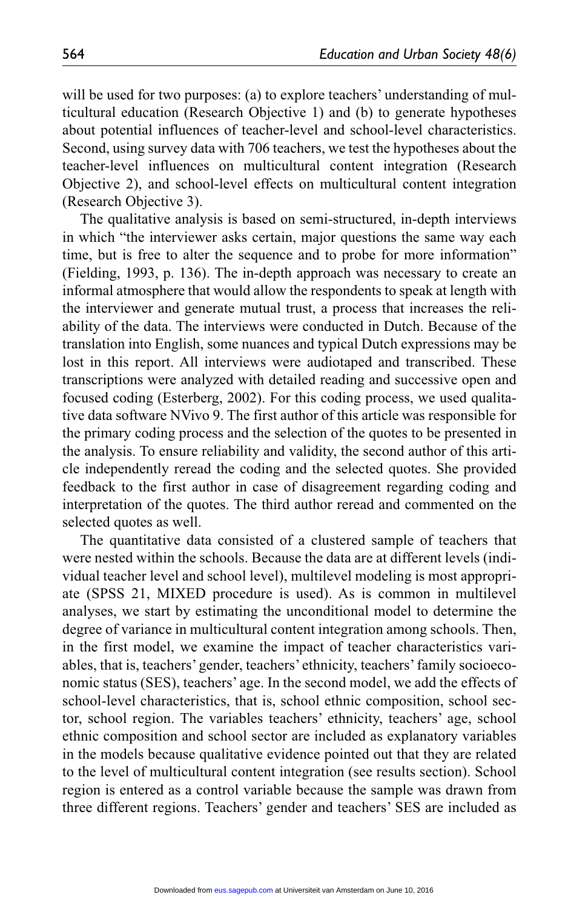will be used for two purposes: (a) to explore teachers' understanding of multicultural education (Research Objective 1) and (b) to generate hypotheses about potential influences of teacher-level and school-level characteristics. Second, using survey data with 706 teachers, we test the hypotheses about the teacher-level influences on multicultural content integration (Research Objective 2), and school-level effects on multicultural content integration (Research Objective 3).

The qualitative analysis is based on semi-structured, in-depth interviews in which "the interviewer asks certain, major questions the same way each time, but is free to alter the sequence and to probe for more information" (Fielding, 1993, p. 136). The in-depth approach was necessary to create an informal atmosphere that would allow the respondents to speak at length with the interviewer and generate mutual trust, a process that increases the reliability of the data. The interviews were conducted in Dutch. Because of the translation into English, some nuances and typical Dutch expressions may be lost in this report. All interviews were audiotaped and transcribed. These transcriptions were analyzed with detailed reading and successive open and focused coding (Esterberg, 2002). For this coding process, we used qualitative data software NVivo 9. The first author of this article was responsible for the primary coding process and the selection of the quotes to be presented in the analysis. To ensure reliability and validity, the second author of this article independently reread the coding and the selected quotes. She provided feedback to the first author in case of disagreement regarding coding and interpretation of the quotes. The third author reread and commented on the selected quotes as well.

The quantitative data consisted of a clustered sample of teachers that were nested within the schools. Because the data are at different levels (individual teacher level and school level), multilevel modeling is most appropriate (SPSS 21, MIXED procedure is used). As is common in multilevel analyses, we start by estimating the unconditional model to determine the degree of variance in multicultural content integration among schools. Then, in the first model, we examine the impact of teacher characteristics variables, that is, teachers' gender, teachers' ethnicity, teachers' family socioeconomic status (SES), teachers' age. In the second model, we add the effects of school-level characteristics, that is, school ethnic composition, school sector, school region. The variables teachers' ethnicity, teachers' age, school ethnic composition and school sector are included as explanatory variables in the models because qualitative evidence pointed out that they are related to the level of multicultural content integration (see results section). School region is entered as a control variable because the sample was drawn from three different regions. Teachers' gender and teachers' SES are included as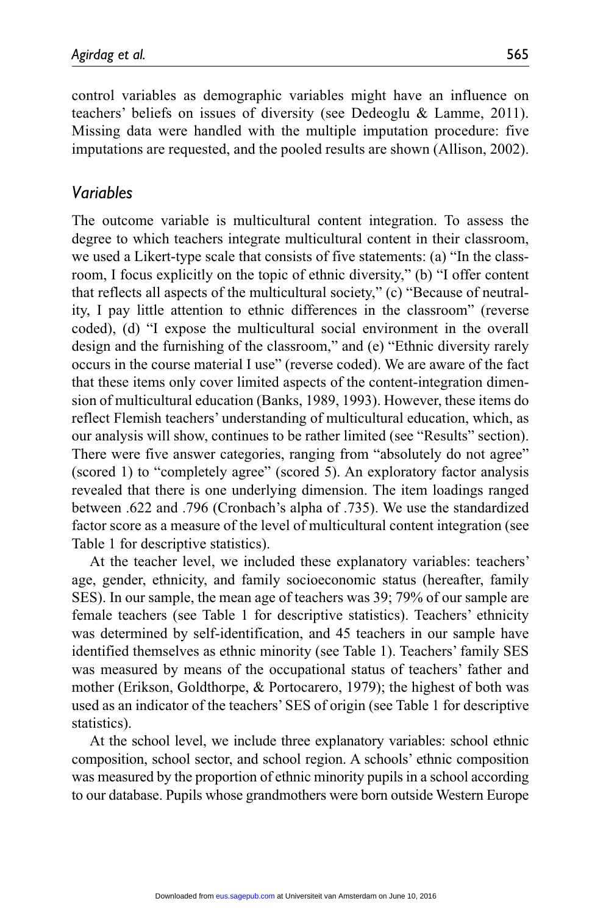control variables as demographic variables might have an influence on teachers' beliefs on issues of diversity (see Dedeoglu & Lamme, 2011). Missing data were handled with the multiple imputation procedure: five imputations are requested, and the pooled results are shown (Allison, 2002).

## *Variables*

The outcome variable is multicultural content integration. To assess the degree to which teachers integrate multicultural content in their classroom, we used a Likert-type scale that consists of five statements: (a) "In the classroom, I focus explicitly on the topic of ethnic diversity," (b) "I offer content that reflects all aspects of the multicultural society," (c) "Because of neutrality, I pay little attention to ethnic differences in the classroom" (reverse coded), (d) "I expose the multicultural social environment in the overall design and the furnishing of the classroom," and (e) "Ethnic diversity rarely occurs in the course material I use" (reverse coded). We are aware of the fact that these items only cover limited aspects of the content-integration dimension of multicultural education (Banks, 1989, 1993). However, these items do reflect Flemish teachers' understanding of multicultural education, which, as our analysis will show, continues to be rather limited (see "Results" section). There were five answer categories, ranging from "absolutely do not agree" (scored 1) to "completely agree" (scored 5). An exploratory factor analysis revealed that there is one underlying dimension. The item loadings ranged between .622 and .796 (Cronbach's alpha of .735). We use the standardized factor score as a measure of the level of multicultural content integration (see Table 1 for descriptive statistics).

At the teacher level, we included these explanatory variables: teachers' age, gender, ethnicity, and family socioeconomic status (hereafter, family SES). In our sample, the mean age of teachers was 39; 79% of our sample are female teachers (see Table 1 for descriptive statistics). Teachers' ethnicity was determined by self-identification, and 45 teachers in our sample have identified themselves as ethnic minority (see Table 1). Teachers' family SES was measured by means of the occupational status of teachers' father and mother (Erikson, Goldthorpe, & Portocarero, 1979); the highest of both was used as an indicator of the teachers' SES of origin (see Table 1 for descriptive statistics).

At the school level, we include three explanatory variables: school ethnic composition, school sector, and school region. A schools' ethnic composition was measured by the proportion of ethnic minority pupils in a school according to our database. Pupils whose grandmothers were born outside Western Europe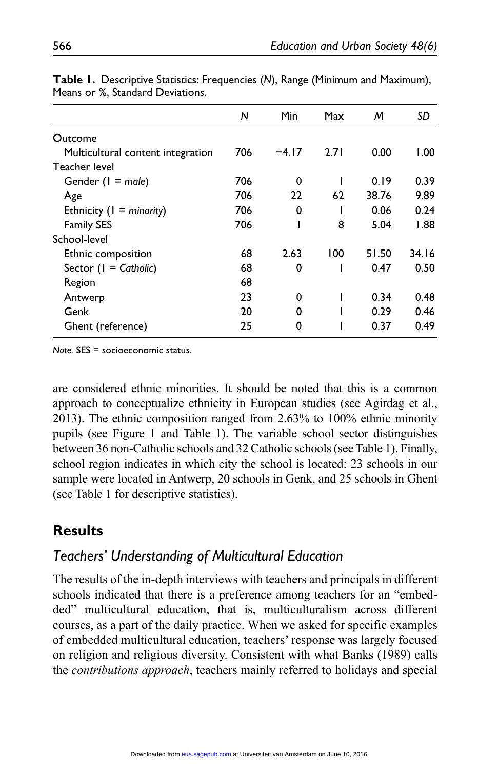**Table 1.** Descriptive Statistics: Frequencies (*N*), Range (Minimum and Maximum), Means or %, Standard Deviations.

| | *N* | Min | Max | *M* | *SD* |
|---|---|---|---|---|---|
| Outcome | | | | | |
| Multicultural content integration | 706 | −4.17 | 2.71 | 0.00 | 1.00 |
| Teacher level | | | | | |
| Gender (1 = *male*) | 706 | 0 | 1 | 0.19 | 0.39 |
| Age | 706 | 22 | 62 | 38.76 | 9.89 |
| Ethnicity (1 = *minority*) | 706 | 0 | 1 | 0.06 | 0.24 |
| Family SES | 706 | 1 | 8 | 5.04 | 1.88 |
| School-level | | | | | |
| Ethnic composition | 68 | 2.63 | 100 | 51.50 | 34.16 |
| Sector (1 = *Catholic*) | 68 | 0 | 1 | 0.47 | 0.50 |
| Region | 68 | | | | |
| Antwerp | 23 | 0 | 1 | 0.34 | 0.48 |
| Genk | 20 | 0 | 1 | 0.29 | 0.46 |
| Ghent (reference) | 25 | 0 | 1 | 0.37 | 0.49 |

*Note.* SES = socioeconomic status.

are considered ethnic minorities. It should be noted that this is a common approach to conceptualize ethnicity in European studies (see Agirdag et al., 2013). The ethnic composition ranged from 2.63% to 100% ethnic minority pupils (see Figure 1 and Table 1). The variable school sector distinguishes between 36 non-Catholic schools and 32 Catholic schools (see Table 1). Finally, school region indicates in which city the school is located: 23 schools in our sample were located in Antwerp, 20 schools in Genk, and 25 schools in Ghent (see Table 1 for descriptive statistics).

## Results

### *Teachers' Understanding of Multicultural Education*

The results of the in-depth interviews with teachers and principals in different schools indicated that there is a preference among teachers for an "embedded" multicultural education, that is, multiculturalism across different courses, as a part of the daily practice. When we asked for specific examples of embedded multicultural education, teachers' response was largely focused on religion and religious diversity. Consistent with what Banks (1989) calls the *contributions approach*, teachers mainly referred to holidays and special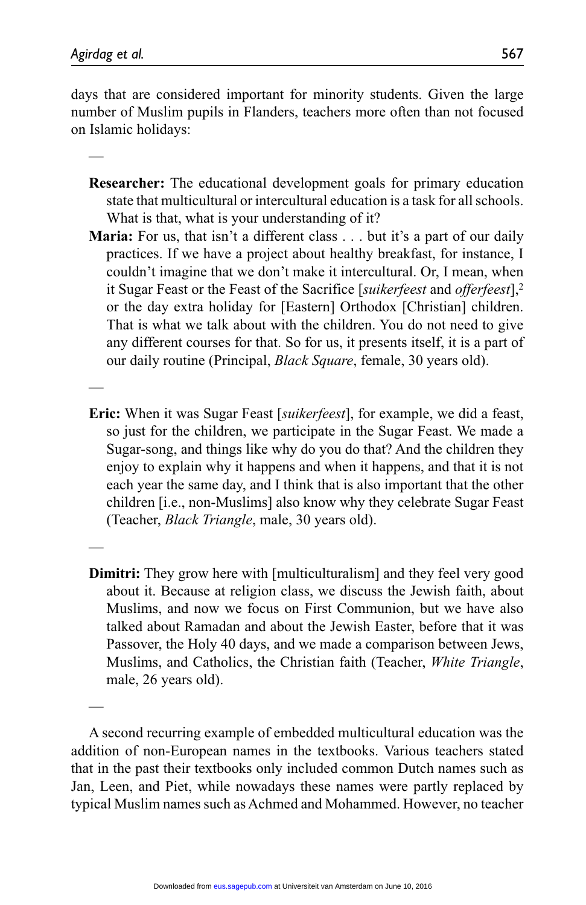days that are considered important for minority students. Given the large number of Muslim pupils in Flanders, teachers more often than not focused on Islamic holidays:

—

> **Researcher:** The educational development goals for primary education state that multicultural or intercultural education is a task for all schools. What is that, what is your understanding of it?
>
> **Maria:** For us, that isn't a different class . . . but it's a part of our daily practices. If we have a project about healthy breakfast, for instance, I couldn't imagine that we don't make it intercultural. Or, I mean, when it Sugar Feast or the Feast of the Sacrifice [*suikerfeest* and *offerfeest*],[2] or the day extra holiday for [Eastern] Orthodox [Christian] children. That is what we talk about with the children. You do not need to give any different courses for that. So for us, it presents itself, it is a part of our daily routine (Principal, *Black Square*, female, 30 years old).

—

> **Eric:** When it was Sugar Feast [*suikerfeest*], for example, we did a feast, so just for the children, we participate in the Sugar Feast. We made a Sugar-song, and things like why do you do that? And the children they enjoy to explain why it happens and when it happens, and that it is not each year the same day, and I think that is also important that the other children [i.e., non-Muslims] also know why they celebrate Sugar Feast (Teacher, *Black Triangle*, male, 30 years old).

—

> **Dimitri:** They grow here with [multiculturalism] and they feel very good about it. Because at religion class, we discuss the Jewish faith, about Muslims, and now we focus on First Communion, but we have also talked about Ramadan and about the Jewish Easter, before that it was Passover, the Holy 40 days, and we made a comparison between Jews, Muslims, and Catholics, the Christian faith (Teacher, *White Triangle*, male, 26 years old).

—

A second recurring example of embedded multicultural education was the addition of non-European names in the textbooks. Various teachers stated that in the past their textbooks only included common Dutch names such as Jan, Leen, and Piet, while nowadays these names were partly replaced by typical Muslim names such as Achmed and Mohammed. However, no teacher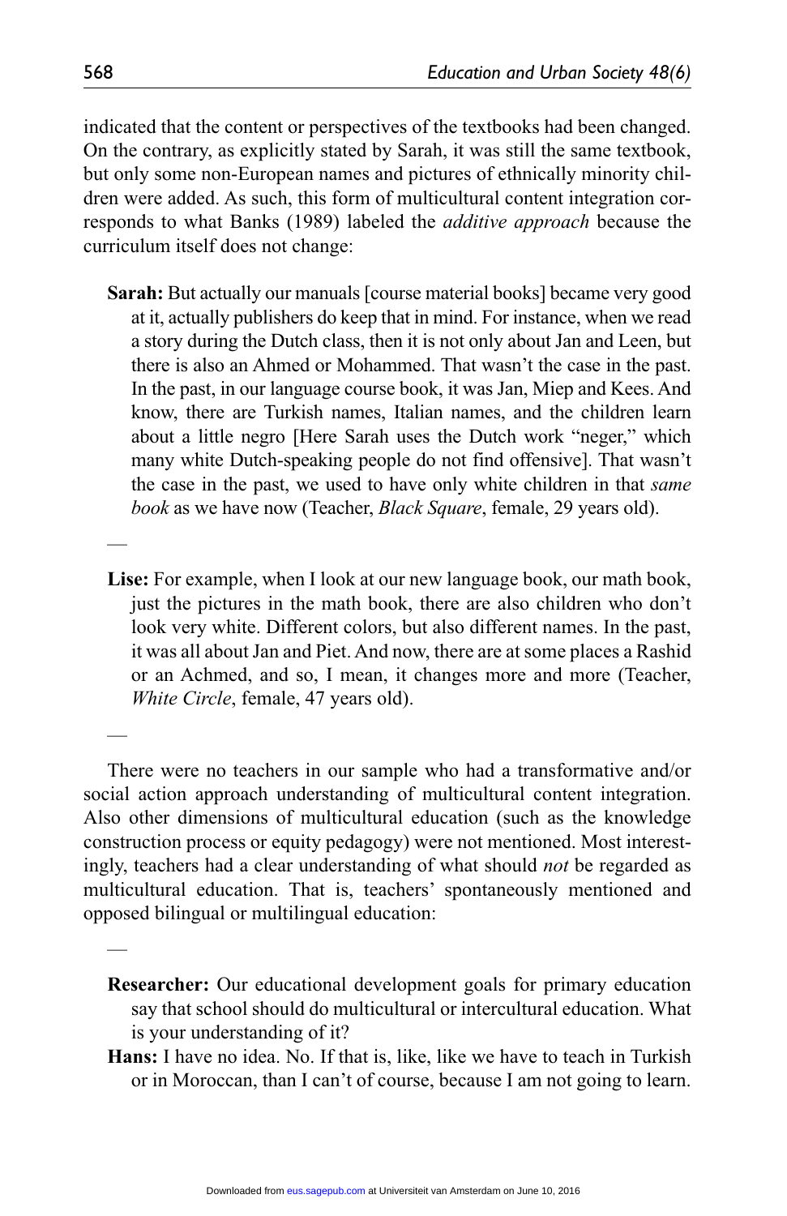indicated that the content or perspectives of the textbooks had been changed. On the contrary, as explicitly stated by Sarah, it was still the same textbook, but only some non-European names and pictures of ethnically minority children were added. As such, this form of multicultural content integration corresponds to what Banks (1989) labeled the *additive approach* because the curriculum itself does not change:

> **Sarah:** But actually our manuals [course material books] became very good at it, actually publishers do keep that in mind. For instance, when we read a story during the Dutch class, then it is not only about Jan and Leen, but there is also an Ahmed or Mohammed. That wasn't the case in the past. In the past, in our language course book, it was Jan, Miep and Kees. And know, there are Turkish names, Italian names, and the children learn about a little negro [Here Sarah uses the Dutch work "neger," which many white Dutch-speaking people do not find offensive]. That wasn't the case in the past, we used to have only white children in that *same book* as we have now (Teacher, *Black Square*, female, 29 years old).

—

> **Lise:** For example, when I look at our new language book, our math book, just the pictures in the math book, there are also children who don't look very white. Different colors, but also different names. In the past, it was all about Jan and Piet. And now, there are at some places a Rashid or an Achmed, and so, I mean, it changes more and more (Teacher, *White Circle*, female, 47 years old).

—

There were no teachers in our sample who had a transformative and/or social action approach understanding of multicultural content integration. Also other dimensions of multicultural education (such as the knowledge construction process or equity pedagogy) were not mentioned. Most interestingly, teachers had a clear understanding of what should *not* be regarded as multicultural education. That is, teachers' spontaneously mentioned and opposed bilingual or multilingual education:

—

> **Researcher:** Our educational development goals for primary education say that school should do multicultural or intercultural education. What is your understanding of it?
>
> **Hans:** I have no idea. No. If that is, like, like we have to teach in Turkish or in Moroccan, than I can't of course, because I am not going to learn.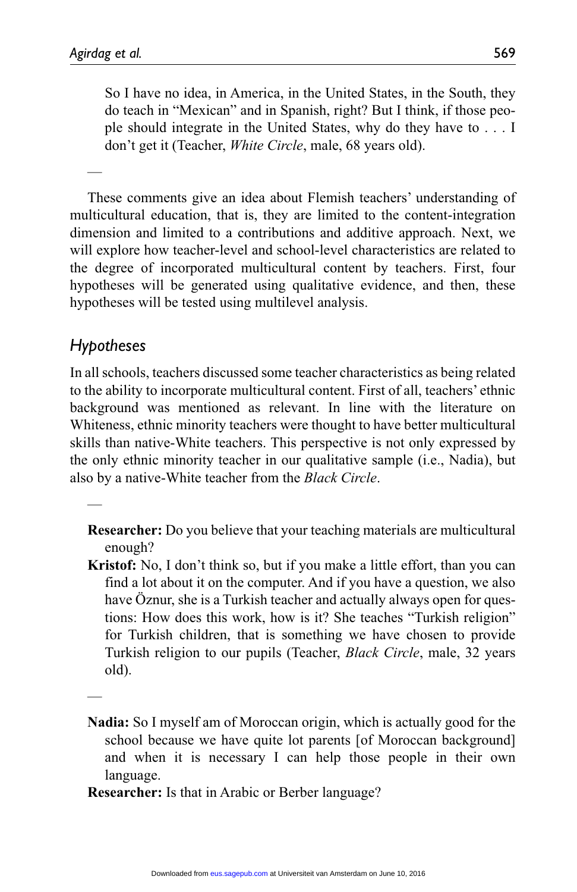So I have no idea, in America, in the United States, in the South, they do teach in "Mexican" and in Spanish, right? But I think, if those people should integrate in the United States, why do they have to . . . I don't get it (Teacher, *White Circle*, male, 68 years old).

—

These comments give an idea about Flemish teachers' understanding of multicultural education, that is, they are limited to the content-integration dimension and limited to a contributions and additive approach. Next, we will explore how teacher-level and school-level characteristics are related to the degree of incorporated multicultural content by teachers. First, four hypotheses will be generated using qualitative evidence, and then, these hypotheses will be tested using multilevel analysis.

## *Hypotheses*

In all schools, teachers discussed some teacher characteristics as being related to the ability to incorporate multicultural content. First of all, teachers' ethnic background was mentioned as relevant. In line with the literature on Whiteness, ethnic minority teachers were thought to have better multicultural skills than native-White teachers. This perspective is not only expressed by the only ethnic minority teacher in our qualitative sample (i.e., Nadia), but also by a native-White teacher from the *Black Circle*.

—

**Researcher:** Do you believe that your teaching materials are multicultural enough?

**Kristof:** No, I don't think so, but if you make a little effort, than you can find a lot about it on the computer. And if you have a question, we also have Öznur, she is a Turkish teacher and actually always open for questions: How does this work, how is it? She teaches "Turkish religion" for Turkish children, that is something we have chosen to provide Turkish religion to our pupils (Teacher, *Black Circle*, male, 32 years old).

—

**Nadia:** So I myself am of Moroccan origin, which is actually good for the school because we have quite lot parents [of Moroccan background] and when it is necessary I can help those people in their own language.

**Researcher:** Is that in Arabic or Berber language?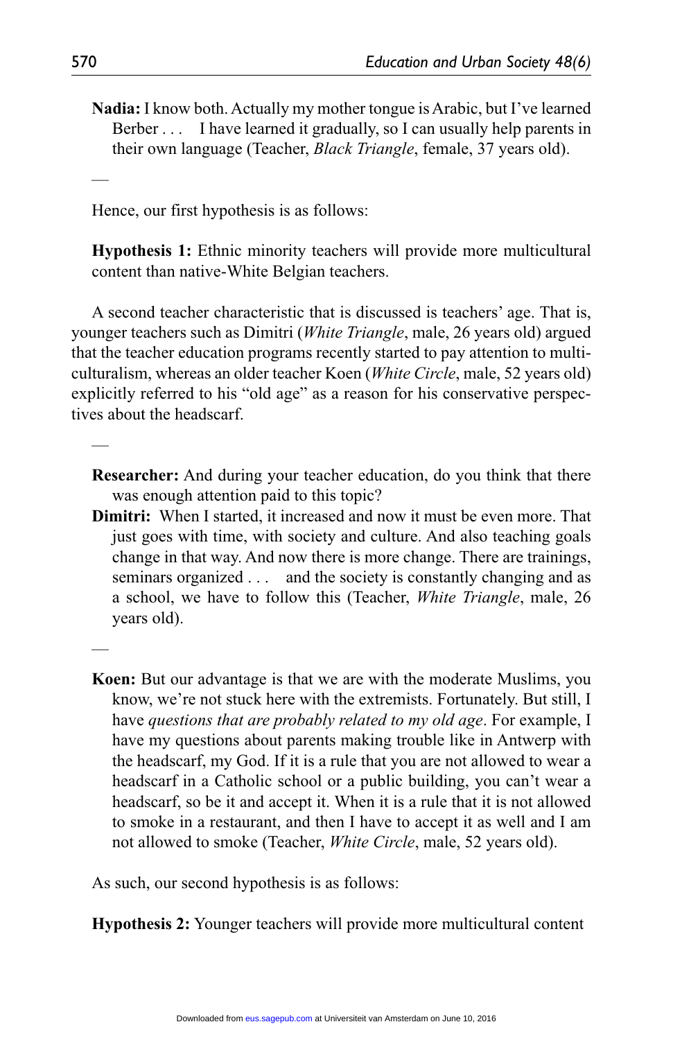**Nadia:** I know both. Actually my mother tongue is Arabic, but I've learned Berber . . . I have learned it gradually, so I can usually help parents in their own language (Teacher, *Black Triangle*, female, 37 years old).

—

Hence, our first hypothesis is as follows:

**Hypothesis 1:** Ethnic minority teachers will provide more multicultural content than native-White Belgian teachers.

A second teacher characteristic that is discussed is teachers' age. That is, younger teachers such as Dimitri (*White Triangle*, male, 26 years old) argued that the teacher education programs recently started to pay attention to multiculturalism, whereas an older teacher Koen (*White Circle*, male, 52 years old) explicitly referred to his "old age" as a reason for his conservative perspectives about the headscarf.

—

**Researcher:** And during your teacher education, do you think that there was enough attention paid to this topic?

**Dimitri:** When I started, it increased and now it must be even more. That just goes with time, with society and culture. And also teaching goals change in that way. And now there is more change. There are trainings, seminars organized . . . and the society is constantly changing and as a school, we have to follow this (Teacher, *White Triangle*, male, 26 years old).

—

**Koen:** But our advantage is that we are with the moderate Muslims, you know, we're not stuck here with the extremists. Fortunately. But still, I have *questions that are probably related to my old age*. For example, I have my questions about parents making trouble like in Antwerp with the headscarf, my God. If it is a rule that you are not allowed to wear a headscarf in a Catholic school or a public building, you can't wear a headscarf, so be it and accept it. When it is a rule that it is not allowed to smoke in a restaurant, and then I have to accept it as well and I am not allowed to smoke (Teacher, *White Circle*, male, 52 years old).

As such, our second hypothesis is as follows:

**Hypothesis 2:** Younger teachers will provide more multicultural content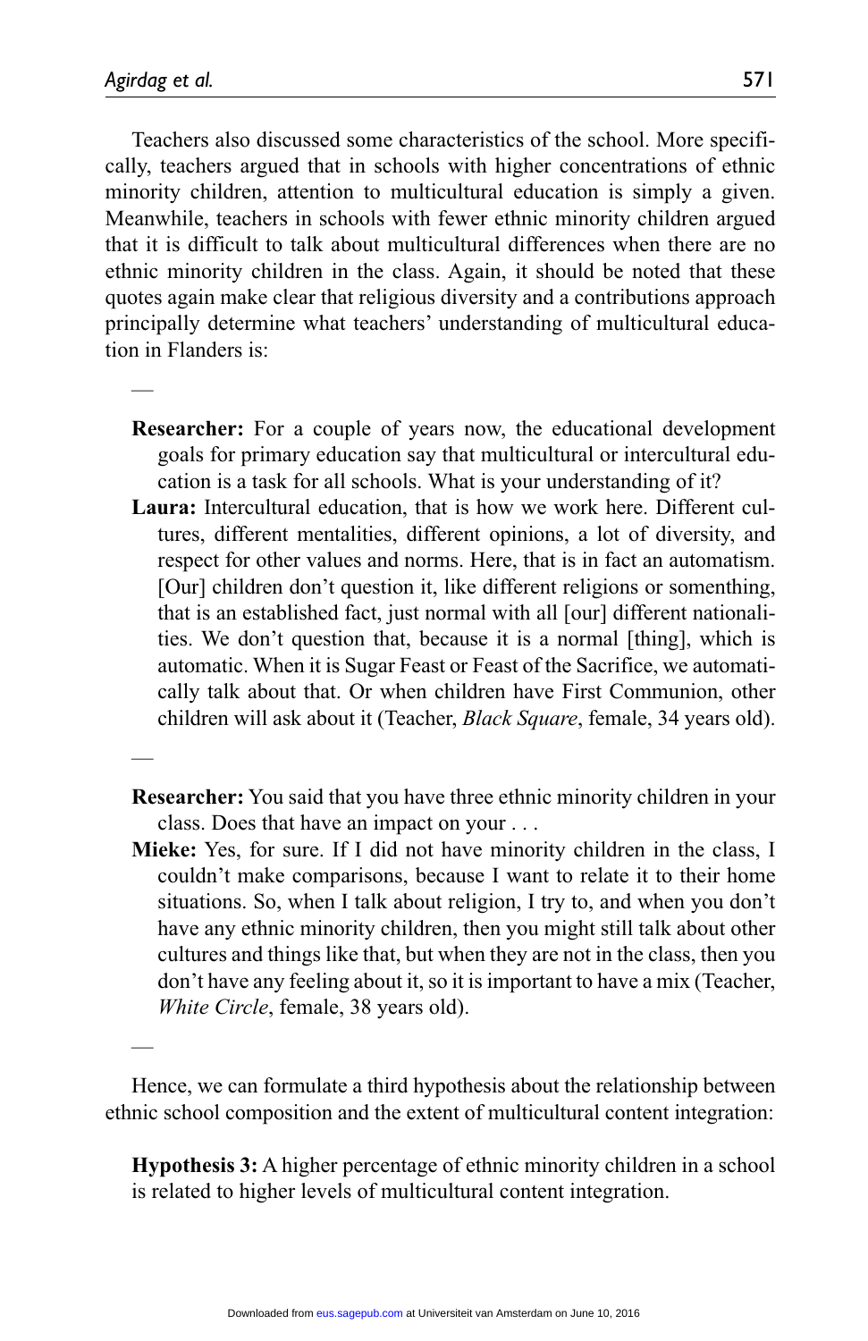Teachers also discussed some characteristics of the school. More specifically, teachers argued that in schools with higher concentrations of ethnic minority children, attention to multicultural education is simply a given. Meanwhile, teachers in schools with fewer ethnic minority children argued that it is difficult to talk about multicultural differences when there are no ethnic minority children in the class. Again, it should be noted that these quotes again make clear that religious diversity and a contributions approach principally determine what teachers' understanding of multicultural education in Flanders is:

—

> **Researcher:** For a couple of years now, the educational development goals for primary education say that multicultural or intercultural education is a task for all schools. What is your understanding of it?
>
> **Laura:** Intercultural education, that is how we work here. Different cultures, different mentalities, different opinions, a lot of diversity, and respect for other values and norms. Here, that is in fact an automatism. [Our] children don't question it, like different religions or somenthing, that is an established fact, just normal with all [our] different nationalities. We don't question that, because it is a normal [thing], which is automatic. When it is Sugar Feast or Feast of the Sacrifice, we automatically talk about that. Or when children have First Communion, other children will ask about it (Teacher, *Black Square*, female, 34 years old).

—

> **Researcher:** You said that you have three ethnic minority children in your class. Does that have an impact on your . . .
>
> **Mieke:** Yes, for sure. If I did not have minority children in the class, I couldn't make comparisons, because I want to relate it to their home situations. So, when I talk about religion, I try to, and when you don't have any ethnic minority children, then you might still talk about other cultures and things like that, but when they are not in the class, then you don't have any feeling about it, so it is important to have a mix (Teacher, *White Circle*, female, 38 years old).

—

Hence, we can formulate a third hypothesis about the relationship between ethnic school composition and the extent of multicultural content integration:

> **Hypothesis 3:** A higher percentage of ethnic minority children in a school is related to higher levels of multicultural content integration.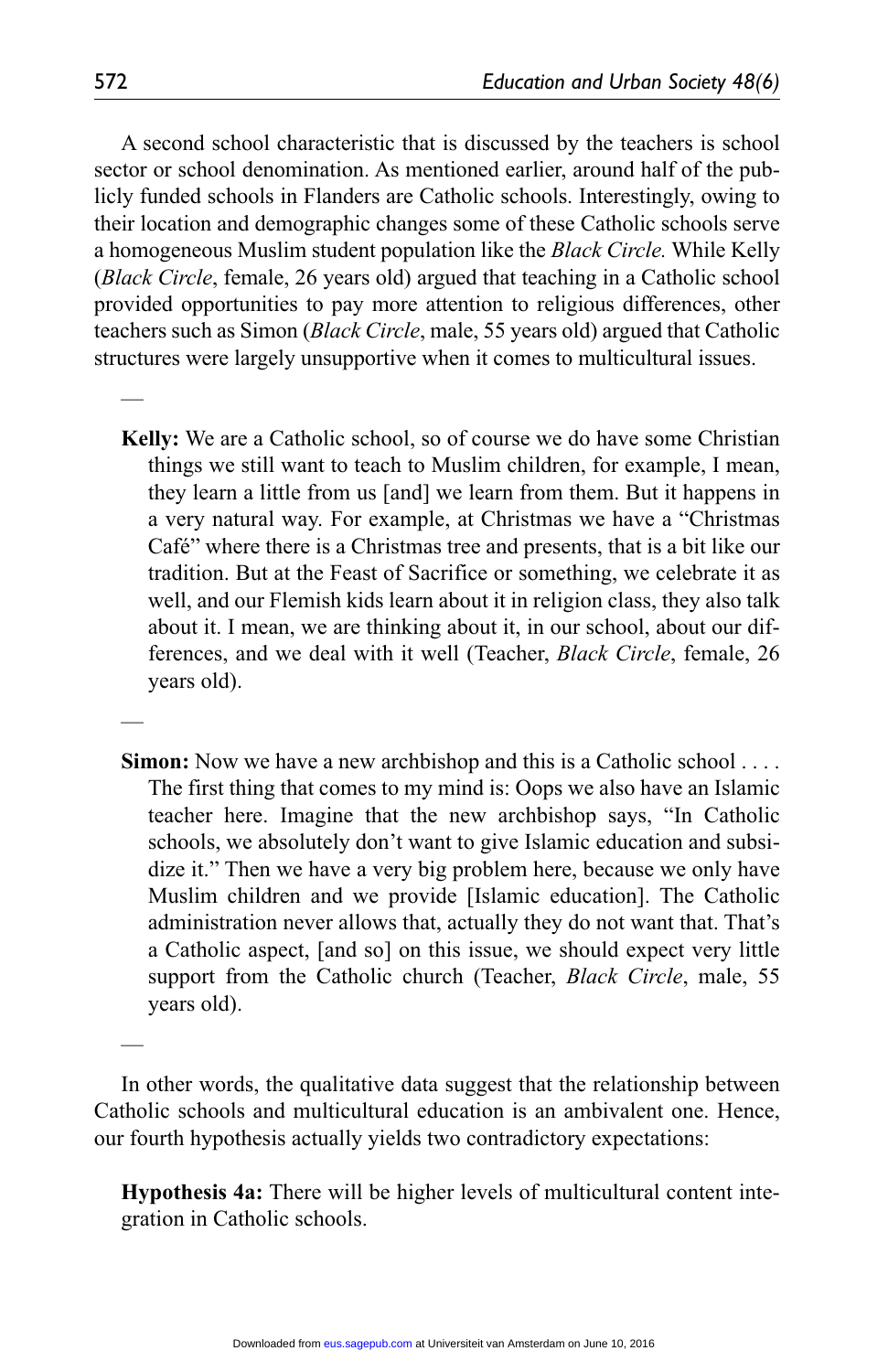A second school characteristic that is discussed by the teachers is school sector or school denomination. As mentioned earlier, around half of the publicly funded schools in Flanders are Catholic schools. Interestingly, owing to their location and demographic changes some of these Catholic schools serve a homogeneous Muslim student population like the *Black Circle.* While Kelly (*Black Circle*, female, 26 years old) argued that teaching in a Catholic school provided opportunities to pay more attention to religious differences, other teachers such as Simon (*Black Circle*, male, 55 years old) argued that Catholic structures were largely unsupportive when it comes to multicultural issues.

—

> **Kelly:** We are a Catholic school, so of course we do have some Christian things we still want to teach to Muslim children, for example, I mean, they learn a little from us [and] we learn from them. But it happens in a very natural way. For example, at Christmas we have a "Christmas Café" where there is a Christmas tree and presents, that is a bit like our tradition. But at the Feast of Sacrifice or something, we celebrate it as well, and our Flemish kids learn about it in religion class, they also talk about it. I mean, we are thinking about it, in our school, about our differences, and we deal with it well (Teacher, *Black Circle*, female, 26 years old).

—

> **Simon:** Now we have a new archbishop and this is a Catholic school . . . . The first thing that comes to my mind is: Oops we also have an Islamic teacher here. Imagine that the new archbishop says, "In Catholic schools, we absolutely don't want to give Islamic education and subsidize it." Then we have a very big problem here, because we only have Muslim children and we provide [Islamic education]. The Catholic administration never allows that, actually they do not want that. That's a Catholic aspect, [and so] on this issue, we should expect very little support from the Catholic church (Teacher, *Black Circle*, male, 55 years old).

—

In other words, the qualitative data suggest that the relationship between Catholic schools and multicultural education is an ambivalent one. Hence, our fourth hypothesis actually yields two contradictory expectations:

> **Hypothesis 4a:** There will be higher levels of multicultural content integration in Catholic schools.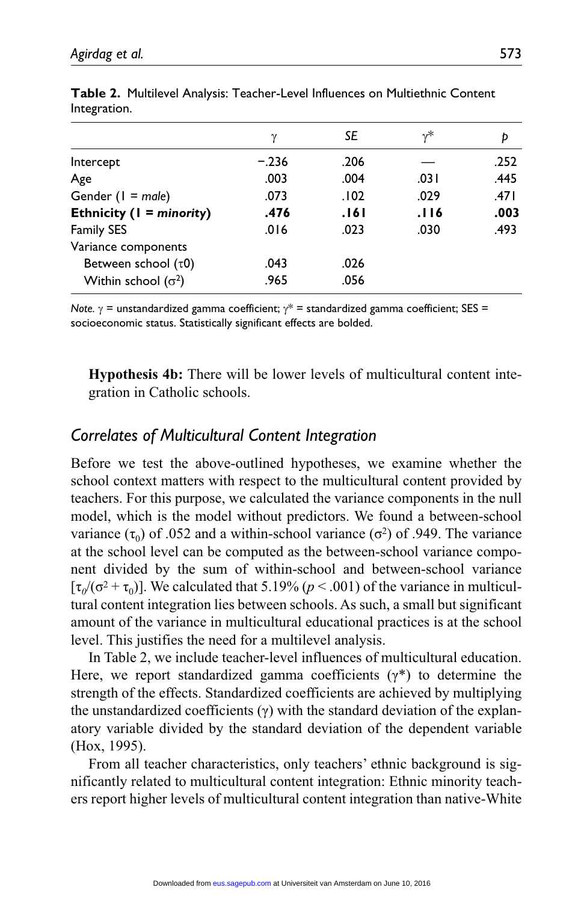**Table 2.** Multilevel Analysis: Teacher-Level Influences on Multiethnic Content Integration.

| | $\gamma$ | *SE* | $\gamma$* | *p* |
|---|---|---|---|---|
| Intercept | −.236 | .206 | — | .252 |
| Age | .003 | .004 | .031 | .445 |
| Gender (1 = *male*) | .073 | .102 | .029 | .471 |
| **Ethnicity (1 = *minority*)** | **.476** | **.161** | **.116** | **.003** |
| Family SES | .016 | .023 | .030 | .493 |
| Variance components | | | | |
| Between school ($\tau 0$) | .043 | .026 | | |
| Within school ($\sigma^2$) | .965 | .056 | | |

*Note.* $\gamma$ = unstandardized gamma coefficient; $\gamma$* = standardized gamma coefficient; SES = socioeconomic status. Statistically significant effects are bolded.

> **Hypothesis 4b:** There will be lower levels of multicultural content integration in Catholic schools.

## *Correlates of Multicultural Content Integration*

Before we test the above-outlined hypotheses, we examine whether the school context matters with respect to the multicultural content provided by teachers. For this purpose, we calculated the variance components in the null model, which is the model without predictors. We found a between-school variance ($\tau_0$) of .052 and a within-school variance ($\sigma^2$) of .949. The variance at the school level can be computed as the between-school variance component divided by the sum of within-school and between-school variance [$\tau_0/(\sigma^2 + \tau_0)$]. We calculated that 5.19% ($p < .001$) of the variance in multicultural content integration lies between schools. As such, a small but significant amount of the variance in multicultural educational practices is at the school level. This justifies the need for a multilevel analysis.

In Table 2, we include teacher-level influences of multicultural education. Here, we report standardized gamma coefficients ($\gamma$*) to determine the strength of the effects. Standardized coefficients are achieved by multiplying the unstandardized coefficients ($\gamma$) with the standard deviation of the explanatory variable divided by the standard deviation of the dependent variable (Hox, 1995).

From all teacher characteristics, only teachers' ethnic background is significantly related to multicultural content integration: Ethnic minority teachers report higher levels of multicultural content integration than native-White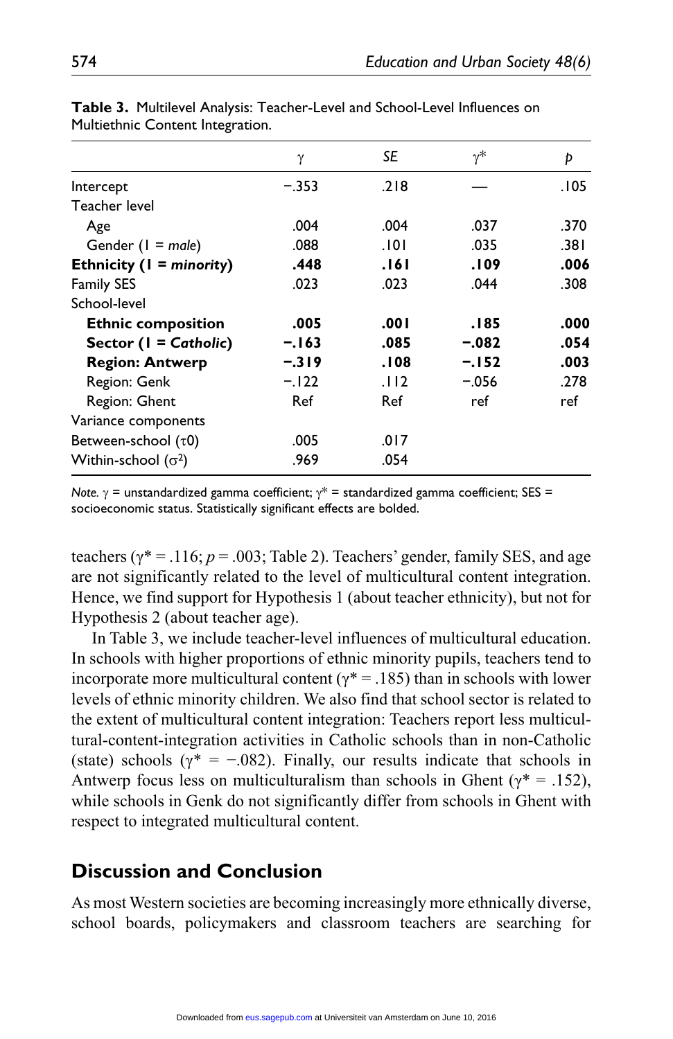**Table 3.** Multilevel Analysis: Teacher-Level and School-Level Influences on Multiethnic Content Integration.

| | $\gamma$ | *SE* | $\gamma^*$ | *p* |
|---|---|---|---|---|
| Intercept | −.353 | .218 | — | .105 |
| Teacher level | | | | |
| Age | .004 | .004 | .037 | .370 |
| Gender (1 = *male*) | .088 | .101 | .035 | .381 |
| **Ethnicity (1 = *minority*)** | **.448** | **.161** | **.109** | **.006** |
| Family SES | .023 | .023 | .044 | .308 |
| School-level | | | | |
| **Ethnic composition** | **.005** | **.001** | **.185** | **.000** |
| **Sector (1 = *Catholic*)** | **−.163** | **.085** | **−.082** | **.054** |
| **Region: Antwerp** | **−.319** | **.108** | **−.152** | **.003** |
| Region: Genk | −.122 | .112 | −.056 | .278 |
| Region: Ghent | Ref | Ref | ref | ref |
| Variance components | | | | |
| Between-school ($\tau 0$) | .005 | .017 | | |
| Within-school ($\sigma^2$) | .969 | .054 | | |

*Note.* $\gamma$ = unstandardized gamma coefficient; $\gamma^*$ = standardized gamma coefficient; SES = socioeconomic status. Statistically significant effects are bolded.

teachers ($\gamma^* = .116$; $p = .003$; Table 2). Teachers' gender, family SES, and age are not significantly related to the level of multicultural content integration. Hence, we find support for Hypothesis 1 (about teacher ethnicity), but not for Hypothesis 2 (about teacher age).

In Table 3, we include teacher-level influences of multicultural education. In schools with higher proportions of ethnic minority pupils, teachers tend to incorporate more multicultural content ($\gamma^* = .185$) than in schools with lower levels of ethnic minority children. We also find that school sector is related to the extent of multicultural content integration: Teachers report less multicultural-content-integration activities in Catholic schools than in non-Catholic (state) schools ($\gamma^* = -.082$). Finally, our results indicate that schools in Antwerp focus less on multiculturalism than schools in Ghent ($\gamma^* = .152$), while schools in Genk do not significantly differ from schools in Ghent with respect to integrated multicultural content.

## Discussion and Conclusion

As most Western societies are becoming increasingly more ethnically diverse, school boards, policymakers and classroom teachers are searching for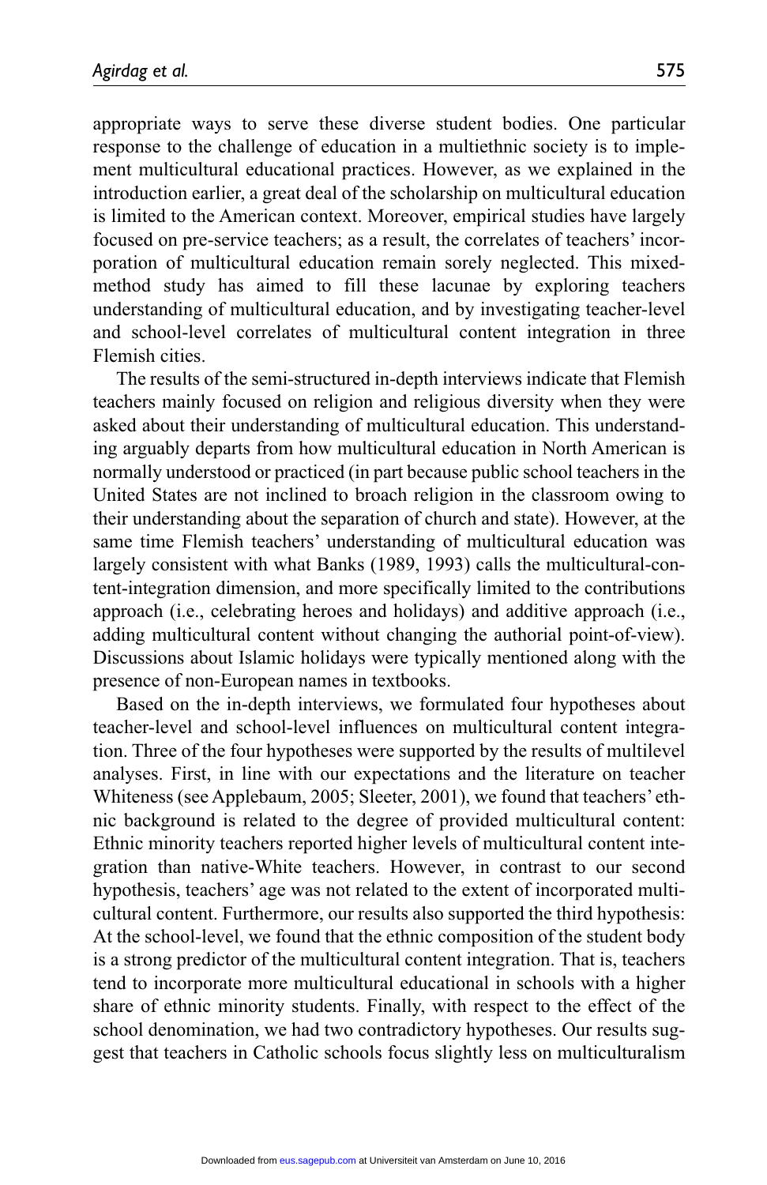appropriate ways to serve these diverse student bodies. One particular response to the challenge of education in a multiethnic society is to implement multicultural educational practices. However, as we explained in the introduction earlier, a great deal of the scholarship on multicultural education is limited to the American context. Moreover, empirical studies have largely focused on pre-service teachers; as a result, the correlates of teachers' incorporation of multicultural education remain sorely neglected. This mixed-method study has aimed to fill these lacunae by exploring teachers understanding of multicultural education, and by investigating teacher-level and school-level correlates of multicultural content integration in three Flemish cities.

The results of the semi-structured in-depth interviews indicate that Flemish teachers mainly focused on religion and religious diversity when they were asked about their understanding of multicultural education. This understanding arguably departs from how multicultural education in North American is normally understood or practiced (in part because public school teachers in the United States are not inclined to broach religion in the classroom owing to their understanding about the separation of church and state). However, at the same time Flemish teachers' understanding of multicultural education was largely consistent with what Banks (1989, 1993) calls the multicultural-content-integration dimension, and more specifically limited to the contributions approach (i.e., celebrating heroes and holidays) and additive approach (i.e., adding multicultural content without changing the authorial point-of-view). Discussions about Islamic holidays were typically mentioned along with the presence of non-European names in textbooks.

Based on the in-depth interviews, we formulated four hypotheses about teacher-level and school-level influences on multicultural content integration. Three of the four hypotheses were supported by the results of multilevel analyses. First, in line with our expectations and the literature on teacher Whiteness (see Applebaum, 2005; Sleeter, 2001), we found that teachers' ethnic background is related to the degree of provided multicultural content: Ethnic minority teachers reported higher levels of multicultural content integration than native-White teachers. However, in contrast to our second hypothesis, teachers' age was not related to the extent of incorporated multicultural content. Furthermore, our results also supported the third hypothesis: At the school-level, we found that the ethnic composition of the student body is a strong predictor of the multicultural content integration. That is, teachers tend to incorporate more multicultural educational in schools with a higher share of ethnic minority students. Finally, with respect to the effect of the school denomination, we had two contradictory hypotheses. Our results suggest that teachers in Catholic schools focus slightly less on multiculturalism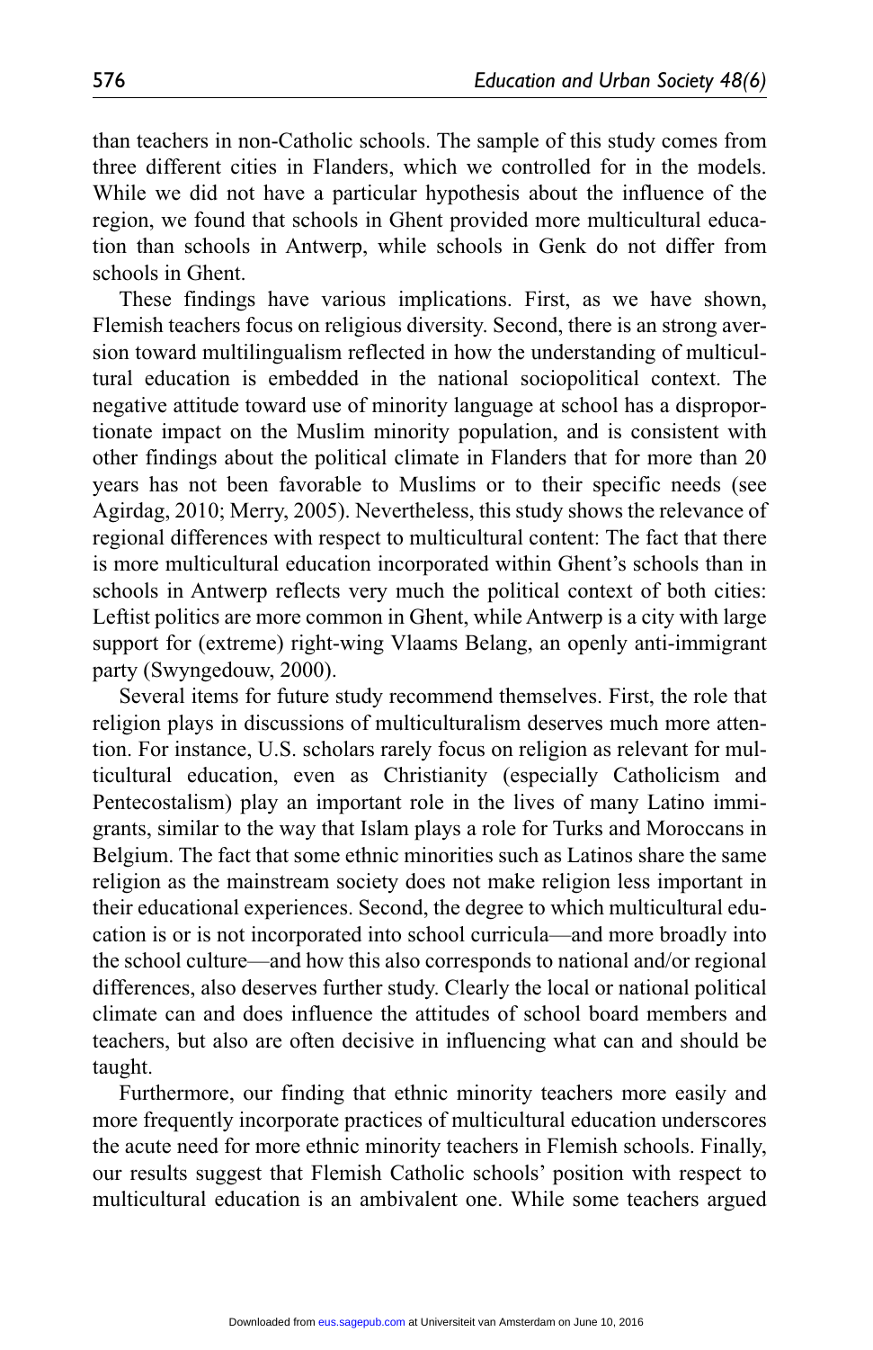than teachers in non-Catholic schools. The sample of this study comes from three different cities in Flanders, which we controlled for in the models. While we did not have a particular hypothesis about the influence of the region, we found that schools in Ghent provided more multicultural education than schools in Antwerp, while schools in Genk do not differ from schools in Ghent.

These findings have various implications. First, as we have shown, Flemish teachers focus on religious diversity. Second, there is an strong aversion toward multilingualism reflected in how the understanding of multicultural education is embedded in the national sociopolitical context. The negative attitude toward use of minority language at school has a disproportionate impact on the Muslim minority population, and is consistent with other findings about the political climate in Flanders that for more than 20 years has not been favorable to Muslims or to their specific needs (see Agirdag, 2010; Merry, 2005). Nevertheless, this study shows the relevance of regional differences with respect to multicultural content: The fact that there is more multicultural education incorporated within Ghent's schools than in schools in Antwerp reflects very much the political context of both cities: Leftist politics are more common in Ghent, while Antwerp is a city with large support for (extreme) right-wing Vlaams Belang, an openly anti-immigrant party (Swyngedouw, 2000).

Several items for future study recommend themselves. First, the role that religion plays in discussions of multiculturalism deserves much more attention. For instance, U.S. scholars rarely focus on religion as relevant for multicultural education, even as Christianity (especially Catholicism and Pentecostalism) play an important role in the lives of many Latino immigrants, similar to the way that Islam plays a role for Turks and Moroccans in Belgium. The fact that some ethnic minorities such as Latinos share the same religion as the mainstream society does not make religion less important in their educational experiences. Second, the degree to which multicultural education is or is not incorporated into school curricula—and more broadly into the school culture—and how this also corresponds to national and/or regional differences, also deserves further study. Clearly the local or national political climate can and does influence the attitudes of school board members and teachers, but also are often decisive in influencing what can and should be taught.

Furthermore, our finding that ethnic minority teachers more easily and more frequently incorporate practices of multicultural education underscores the acute need for more ethnic minority teachers in Flemish schools. Finally, our results suggest that Flemish Catholic schools' position with respect to multicultural education is an ambivalent one. While some teachers argued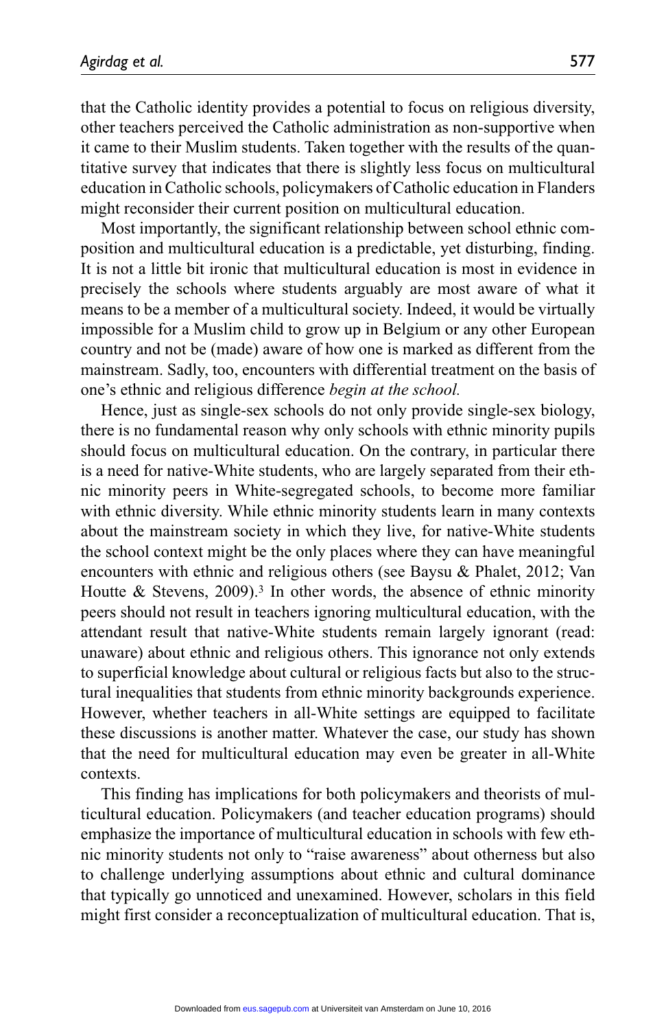that the Catholic identity provides a potential to focus on religious diversity, other teachers perceived the Catholic administration as non-supportive when it came to their Muslim students. Taken together with the results of the quantitative survey that indicates that there is slightly less focus on multicultural education in Catholic schools, policymakers of Catholic education in Flanders might reconsider their current position on multicultural education.

Most importantly, the significant relationship between school ethnic composition and multicultural education is a predictable, yet disturbing, finding. It is not a little bit ironic that multicultural education is most in evidence in precisely the schools where students arguably are most aware of what it means to be a member of a multicultural society. Indeed, it would be virtually impossible for a Muslim child to grow up in Belgium or any other European country and not be (made) aware of how one is marked as different from the mainstream. Sadly, too, encounters with differential treatment on the basis of one's ethnic and religious difference *begin at the school.*

Hence, just as single-sex schools do not only provide single-sex biology, there is no fundamental reason why only schools with ethnic minority pupils should focus on multicultural education. On the contrary, in particular there is a need for native-White students, who are largely separated from their ethnic minority peers in White-segregated schools, to become more familiar with ethnic diversity. While ethnic minority students learn in many contexts about the mainstream society in which they live, for native-White students the school context might be the only places where they can have meaningful encounters with ethnic and religious others (see Baysu & Phalet, 2012; Van Houtte & Stevens, 2009).[3] In other words, the absence of ethnic minority peers should not result in teachers ignoring multicultural education, with the attendant result that native-White students remain largely ignorant (read: unaware) about ethnic and religious others. This ignorance not only extends to superficial knowledge about cultural or religious facts but also to the structural inequalities that students from ethnic minority backgrounds experience. However, whether teachers in all-White settings are equipped to facilitate these discussions is another matter. Whatever the case, our study has shown that the need for multicultural education may even be greater in all-White contexts.

This finding has implications for both policymakers and theorists of multicultural education. Policymakers (and teacher education programs) should emphasize the importance of multicultural education in schools with few ethnic minority students not only to "raise awareness" about otherness but also to challenge underlying assumptions about ethnic and cultural dominance that typically go unnoticed and unexamined. However, scholars in this field might first consider a reconceptualization of multicultural education. That is,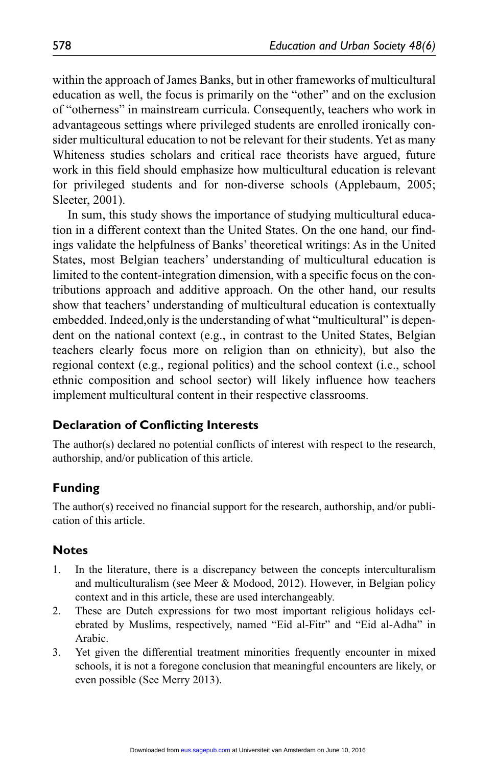within the approach of James Banks, but in other frameworks of multicultural education as well, the focus is primarily on the "other" and on the exclusion of "otherness" in mainstream curricula. Consequently, teachers who work in advantageous settings where privileged students are enrolled ironically consider multicultural education to not be relevant for their students. Yet as many Whiteness studies scholars and critical race theorists have argued, future work in this field should emphasize how multicultural education is relevant for privileged students and for non-diverse schools (Applebaum, 2005; Sleeter, 2001).

In sum, this study shows the importance of studying multicultural education in a different context than the United States. On the one hand, our findings validate the helpfulness of Banks' theoretical writings: As in the United States, most Belgian teachers' understanding of multicultural education is limited to the content-integration dimension, with a specific focus on the contributions approach and additive approach. On the other hand, our results show that teachers' understanding of multicultural education is contextually embedded. Indeed,only is the understanding of what "multicultural" is dependent on the national context (e.g., in contrast to the United States, Belgian teachers clearly focus more on religion than on ethnicity), but also the regional context (e.g., regional politics) and the school context (i.e., school ethnic composition and school sector) will likely influence how teachers implement multicultural content in their respective classrooms.

## Declaration of Conflicting Interests

The author(s) declared no potential conflicts of interest with respect to the research, authorship, and/or publication of this article.

## Funding

The author(s) received no financial support for the research, authorship, and/or publication of this article.

## Notes

1. In the literature, there is a discrepancy between the concepts interculturalism and multiculturalism (see Meer & Modood, 2012). However, in Belgian policy context and in this article, these are used interchangeably.
2. These are Dutch expressions for two most important religious holidays celebrated by Muslims, respectively, named "Eid al-Fitr" and "Eid al-Adha" in Arabic.
3. Yet given the differential treatment minorities frequently encounter in mixed schools, it is not a foregone conclusion that meaningful encounters are likely, or even possible (See Merry 2013).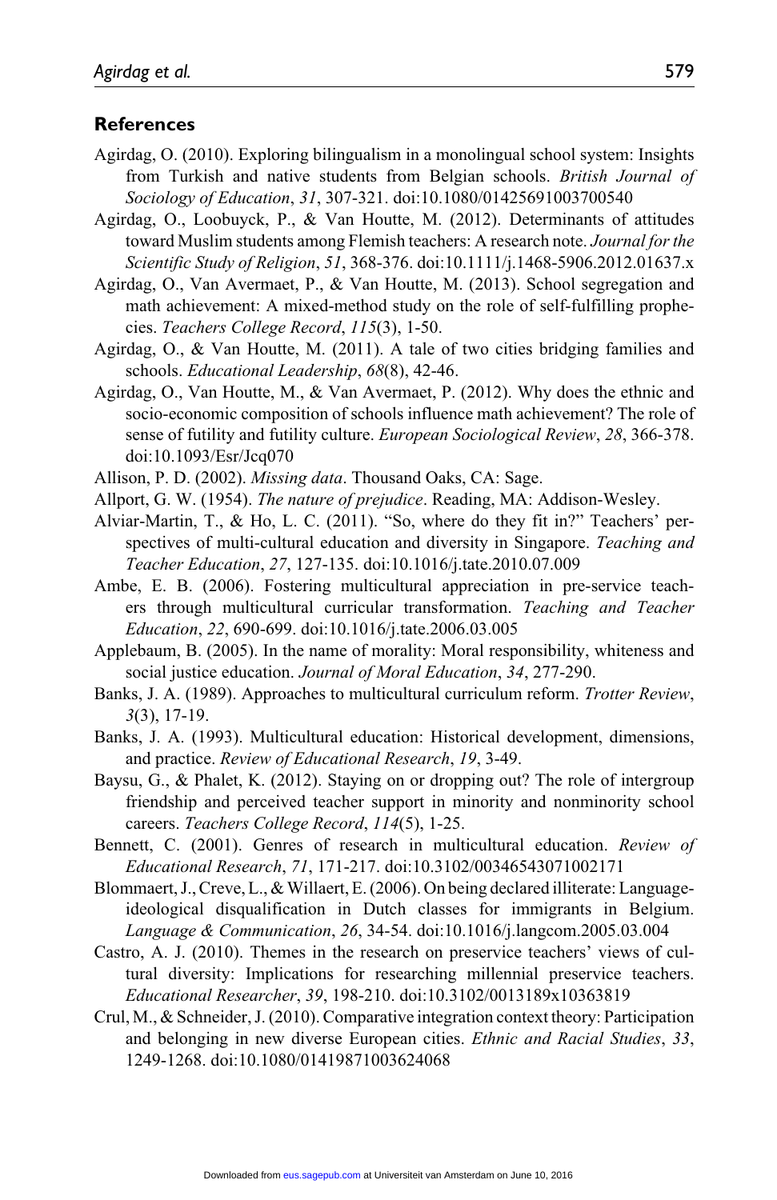## References

Agirdag, O. (2010). Exploring bilingualism in a monolingual school system: Insights from Turkish and native students from Belgian schools. *British Journal of Sociology of Education*, *31*, 307-321. doi:10.1080/01425691003700540

Agirdag, O., Loobuyck, P., & Van Houtte, M. (2012). Determinants of attitudes toward Muslim students among Flemish teachers: A research note. *Journal for the Scientific Study of Religion*, *51*, 368-376. doi:10.1111/j.1468-5906.2012.01637.x

Agirdag, O., Van Avermaet, P., & Van Houtte, M. (2013). School segregation and math achievement: A mixed-method study on the role of self-fulfilling prophecies. *Teachers College Record*, *115*(3), 1-50.

Agirdag, O., & Van Houtte, M. (2011). A tale of two cities bridging families and schools. *Educational Leadership*, *68*(8), 42-46.

Agirdag, O., Van Houtte, M., & Van Avermaet, P. (2012). Why does the ethnic and socio-economic composition of schools influence math achievement? The role of sense of futility and futility culture. *European Sociological Review*, *28*, 366-378. doi:10.1093/Esr/Jcq070

Allison, P. D. (2002). *Missing data*. Thousand Oaks, CA: Sage.

Allport, G. W. (1954). *The nature of prejudice*. Reading, MA: Addison-Wesley.

Alviar-Martin, T., & Ho, L. C. (2011). "So, where do they fit in?" Teachers' perspectives of multi-cultural education and diversity in Singapore. *Teaching and Teacher Education*, *27*, 127-135. doi:10.1016/j.tate.2010.07.009

Ambe, E. B. (2006). Fostering multicultural appreciation in pre-service teachers through multicultural curricular transformation. *Teaching and Teacher Education*, *22*, 690-699. doi:10.1016/j.tate.2006.03.005

Applebaum, B. (2005). In the name of morality: Moral responsibility, whiteness and social justice education. *Journal of Moral Education*, *34*, 277-290.

Banks, J. A. (1989). Approaches to multicultural curriculum reform. *Trotter Review*, *3*(3), 17-19.

Banks, J. A. (1993). Multicultural education: Historical development, dimensions, and practice. *Review of Educational Research*, *19*, 3-49.

Baysu, G., & Phalet, K. (2012). Staying on or dropping out? The role of intergroup friendship and perceived teacher support in minority and nonminority school careers. *Teachers College Record*, *114*(5), 1-25.

Bennett, C. (2001). Genres of research in multicultural education. *Review of Educational Research*, *71*, 171-217. doi:10.3102/00346543071002171

Blommaert, J., Creve, L., & Willaert, E. (2006). On being declared illiterate: Language-ideological disqualification in Dutch classes for immigrants in Belgium. *Language & Communication*, *26*, 34-54. doi:10.1016/j.langcom.2005.03.004

Castro, A. J. (2010). Themes in the research on preservice teachers' views of cultural diversity: Implications for researching millennial preservice teachers. *Educational Researcher*, *39*, 198-210. doi:10.3102/0013189x10363819

Crul, M., & Schneider, J. (2010). Comparative integration context theory: Participation and belonging in new diverse European cities. *Ethnic and Racial Studies*, *33*, 1249-1268. doi:10.1080/01419871003624068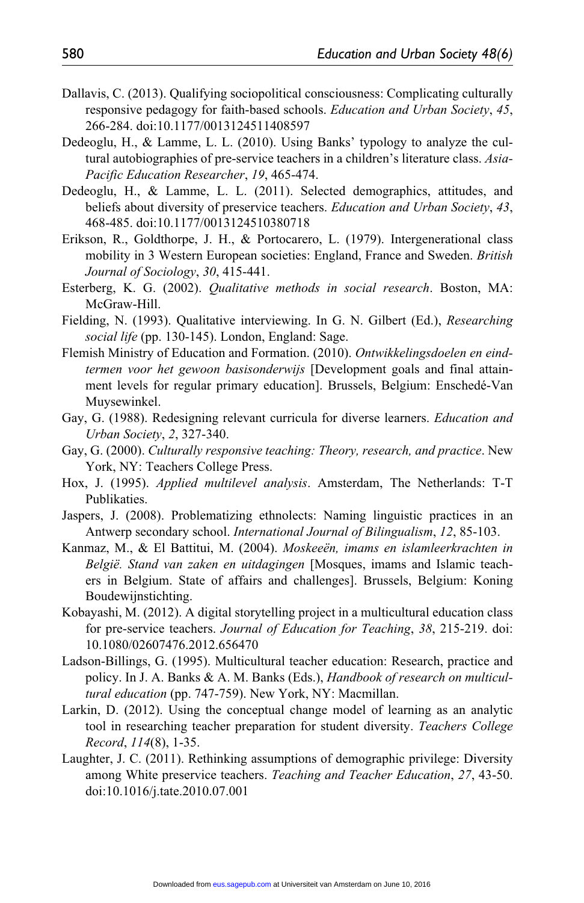Dallavis, C. (2013). Qualifying sociopolitical consciousness: Complicating culturally responsive pedagogy for faith-based schools. *Education and Urban Society*, *45*, 266-284. doi:10.1177/0013124511408597

Dedeoglu, H., & Lamme, L. L. (2010). Using Banks' typology to analyze the cultural autobiographies of pre-service teachers in a children's literature class. *Asia-Pacific Education Researcher*, *19*, 465-474.

Dedeoglu, H., & Lamme, L. L. (2011). Selected demographics, attitudes, and beliefs about diversity of preservice teachers. *Education and Urban Society*, *43*, 468-485. doi:10.1177/0013124510380718

Erikson, R., Goldthorpe, J. H., & Portocarero, L. (1979). Intergenerational class mobility in 3 Western European societies: England, France and Sweden. *British Journal of Sociology*, *30*, 415-441.

Esterberg, K. G. (2002). *Qualitative methods in social research*. Boston, MA: McGraw-Hill.

Fielding, N. (1993). Qualitative interviewing. In G. N. Gilbert (Ed.), *Researching social life* (pp. 130-145). London, England: Sage.

Flemish Ministry of Education and Formation. (2010). *Ontwikkelingsdoelen en eindtermen voor het gewoon basisonderwijs* [Development goals and final attainment levels for regular primary education]. Brussels, Belgium: Enschedé-Van Muysewinkel.

Gay, G. (1988). Redesigning relevant curricula for diverse learners. *Education and Urban Society*, *2*, 327-340.

Gay, G. (2000). *Culturally responsive teaching: Theory, research, and practice*. New York, NY: Teachers College Press.

Hox, J. (1995). *Applied multilevel analysis*. Amsterdam, The Netherlands: T-T Publikaties.

Jaspers, J. (2008). Problematizing ethnolects: Naming linguistic practices in an Antwerp secondary school. *International Journal of Bilingualism*, *12*, 85-103.

Kanmaz, M., & El Battitui, M. (2004). *Moskeeën, imams en islamleerkrachten in België. Stand van zaken en uitdagingen* [Mosques, imams and Islamic teachers in Belgium. State of affairs and challenges]. Brussels, Belgium: Koning Boudewijnstichting.

Kobayashi, M. (2012). A digital storytelling project in a multicultural education class for pre-service teachers. *Journal of Education for Teaching*, *38*, 215-219. doi:10.1080/02607476.2012.656470

Ladson-Billings, G. (1995). Multicultural teacher education: Research, practice and policy. In J. A. Banks & A. M. Banks (Eds.), *Handbook of research on multicultural education* (pp. 747-759). New York, NY: Macmillan.

Larkin, D. (2012). Using the conceptual change model of learning as an analytic tool in researching teacher preparation for student diversity. *Teachers College Record*, *114*(8), 1-35.

Laughter, J. C. (2011). Rethinking assumptions of demographic privilege: Diversity among White preservice teachers. *Teaching and Teacher Education*, *27*, 43-50. doi:10.1016/j.tate.2010.07.001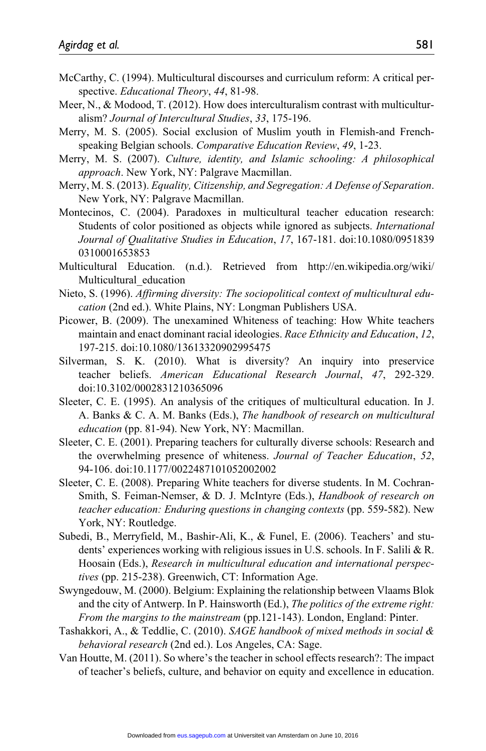McCarthy, C. (1994). Multicultural discourses and curriculum reform: A critical perspective. *Educational Theory*, *44*, 81-98.

Meer, N., & Modood, T. (2012). How does interculturalism contrast with multiculturalism? *Journal of Intercultural Studies*, *33*, 175-196.

Merry, M. S. (2005). Social exclusion of Muslim youth in Flemish-and French-speaking Belgian schools. *Comparative Education Review*, *49*, 1-23.

Merry, M. S. (2007). *Culture, identity, and Islamic schooling: A philosophical approach*. New York, NY: Palgrave Macmillan.

Merry, M. S. (2013). *Equality, Citizenship, and Segregation: A Defense of Separation*. New York, NY: Palgrave Macmillan.

Montecinos, C. (2004). Paradoxes in multicultural teacher education research: Students of color positioned as objects while ignored as subjects. *International Journal of Qualitative Studies in Education*, *17*, 167-181. doi:10.1080/0951839 0310001653853

Multicultural Education. (n.d.). Retrieved from http://en.wikipedia.org/wiki/ Multicultural_education

Nieto, S. (1996). *Affirming diversity: The sociopolitical context of multicultural education* (2nd ed.). White Plains, NY: Longman Publishers USA.

Picower, B. (2009). The unexamined Whiteness of teaching: How White teachers maintain and enact dominant racial ideologies. *Race Ethnicity and Education*, *12*, 197-215. doi:10.1080/13613320902995475

Silverman, S. K. (2010). What is diversity? An inquiry into preservice teacher beliefs. *American Educational Research Journal*, *47*, 292-329. doi:10.3102/0002831210365096

Sleeter, C. E. (1995). An analysis of the critiques of multicultural education. In J. A. Banks & C. A. M. Banks (Eds.), *The handbook of research on multicultural education* (pp. 81-94). New York, NY: Macmillan.

Sleeter, C. E. (2001). Preparing teachers for culturally diverse schools: Research and the overwhelming presence of whiteness. *Journal of Teacher Education*, *52*, 94-106. doi:10.1177/0022487101052002002

Sleeter, C. E. (2008). Preparing White teachers for diverse students. In M. Cochran-Smith, S. Feiman-Nemser, & D. J. McIntyre (Eds.), *Handbook of research on teacher education: Enduring questions in changing contexts* (pp. 559-582). New York, NY: Routledge.

Subedi, B., Merryfield, M., Bashir-Ali, K., & Funel, E. (2006). Teachers' and students' experiences working with religious issues in U.S. schools. In F. Salili & R. Hoosain (Eds.), *Research in multicultural education and international perspectives* (pp. 215-238). Greenwich, CT: Information Age.

Swyngedouw, M. (2000). Belgium: Explaining the relationship between Vlaams Blok and the city of Antwerp. In P. Hainsworth (Ed.), *The politics of the extreme right: From the margins to the mainstream* (pp.121-143). London, England: Pinter.

Tashakkori, A., & Teddlie, C. (2010). *SAGE handbook of mixed methods in social & behavioral research* (2nd ed.). Los Angeles, CA: Sage.

Van Houtte, M. (2011). So where's the teacher in school effects research?: The impact of teacher's beliefs, culture, and behavior on equity and excellence in education.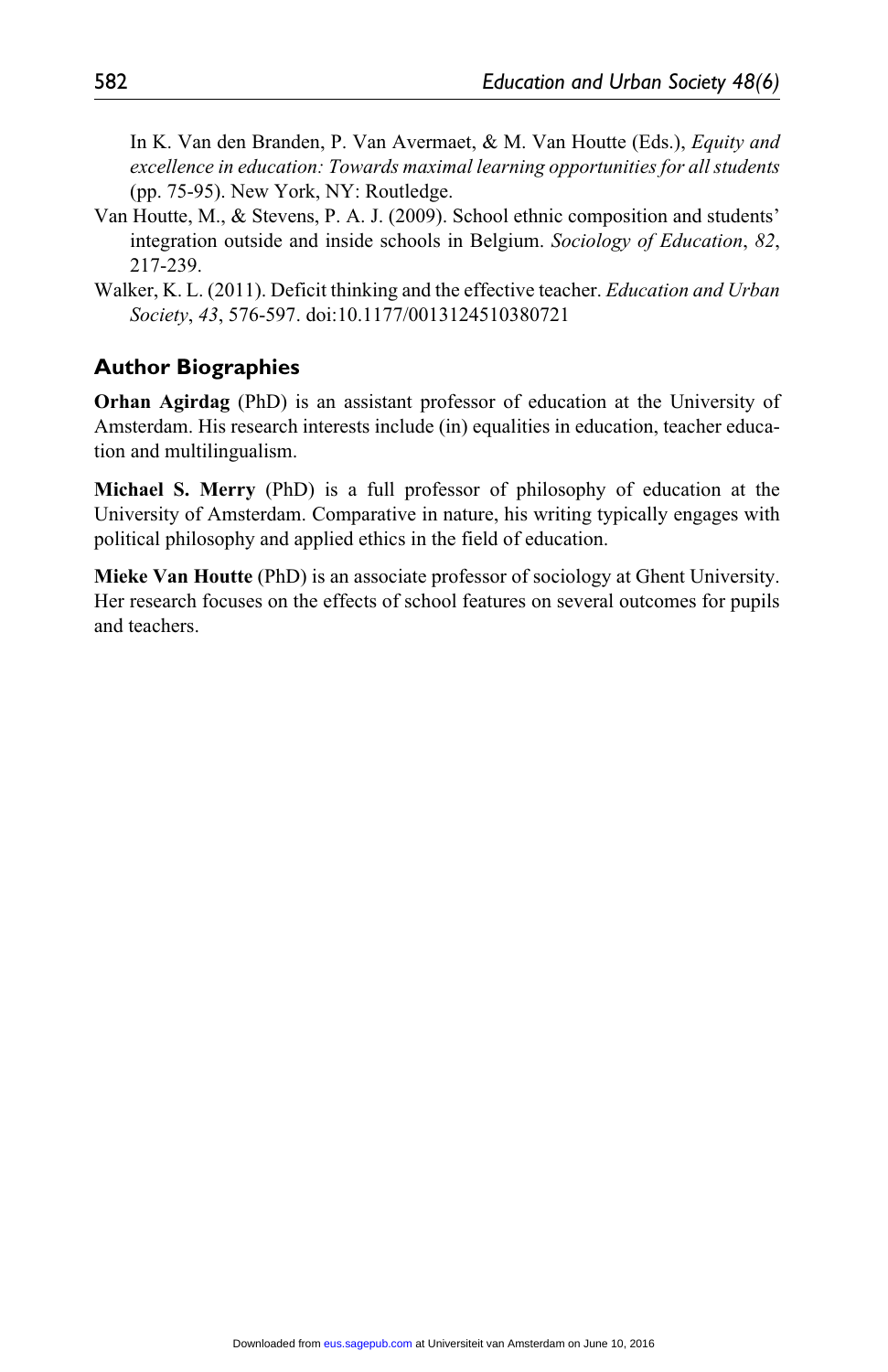In K. Van den Branden, P. Van Avermaet, & M. Van Houtte (Eds.), *Equity and excellence in education: Towards maximal learning opportunities for all students* (pp. 75-95). New York, NY: Routledge.

Van Houtte, M., & Stevens, P. A. J. (2009). School ethnic composition and students' integration outside and inside schools in Belgium. *Sociology of Education*, *82*, 217-239.

Walker, K. L. (2011). Deficit thinking and the effective teacher. *Education and Urban Society*, *43*, 576-597. doi:10.1177/0013124510380721

## Author Biographies

**Orhan Agirdag** (PhD) is an assistant professor of education at the University of Amsterdam. His research interests include (in) equalities in education, teacher education and multilingualism.

**Michael S. Merry** (PhD) is a full professor of philosophy of education at the University of Amsterdam. Comparative in nature, his writing typically engages with political philosophy and applied ethics in the field of education.

**Mieke Van Houtte** (PhD) is an associate professor of sociology at Ghent University. Her research focuses on the effects of school features on several outcomes for pupils and teachers.